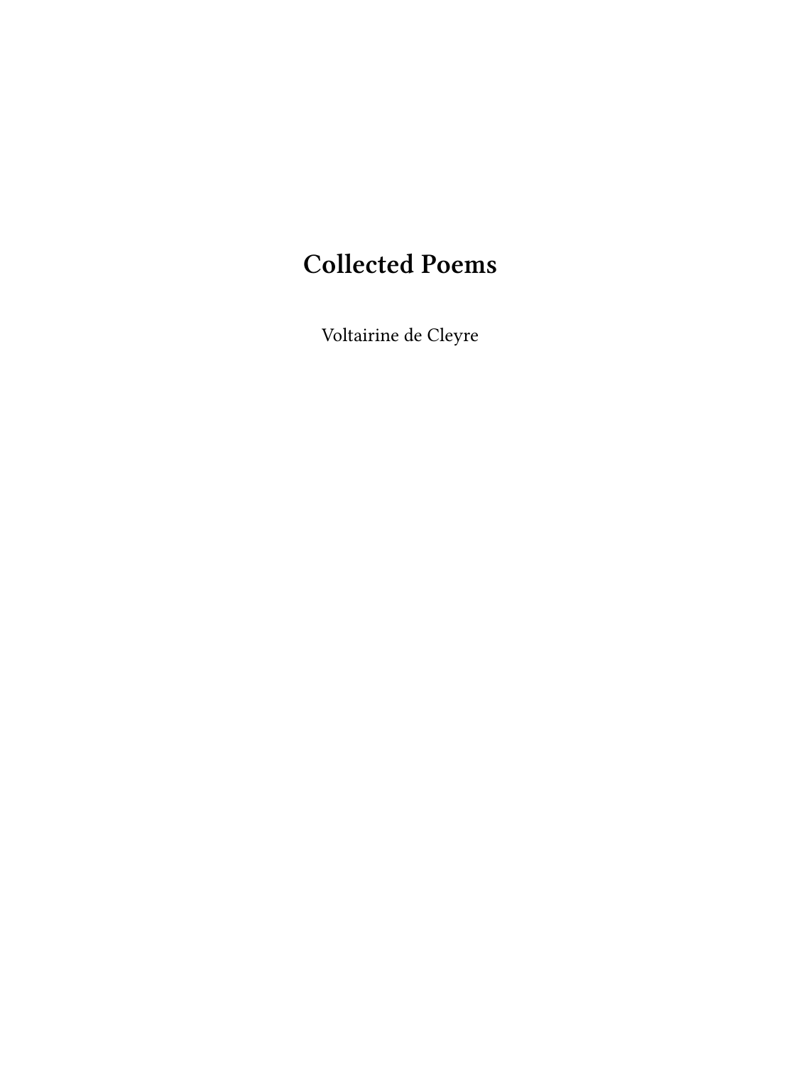# Collected Poems

Voltairine de Cleyre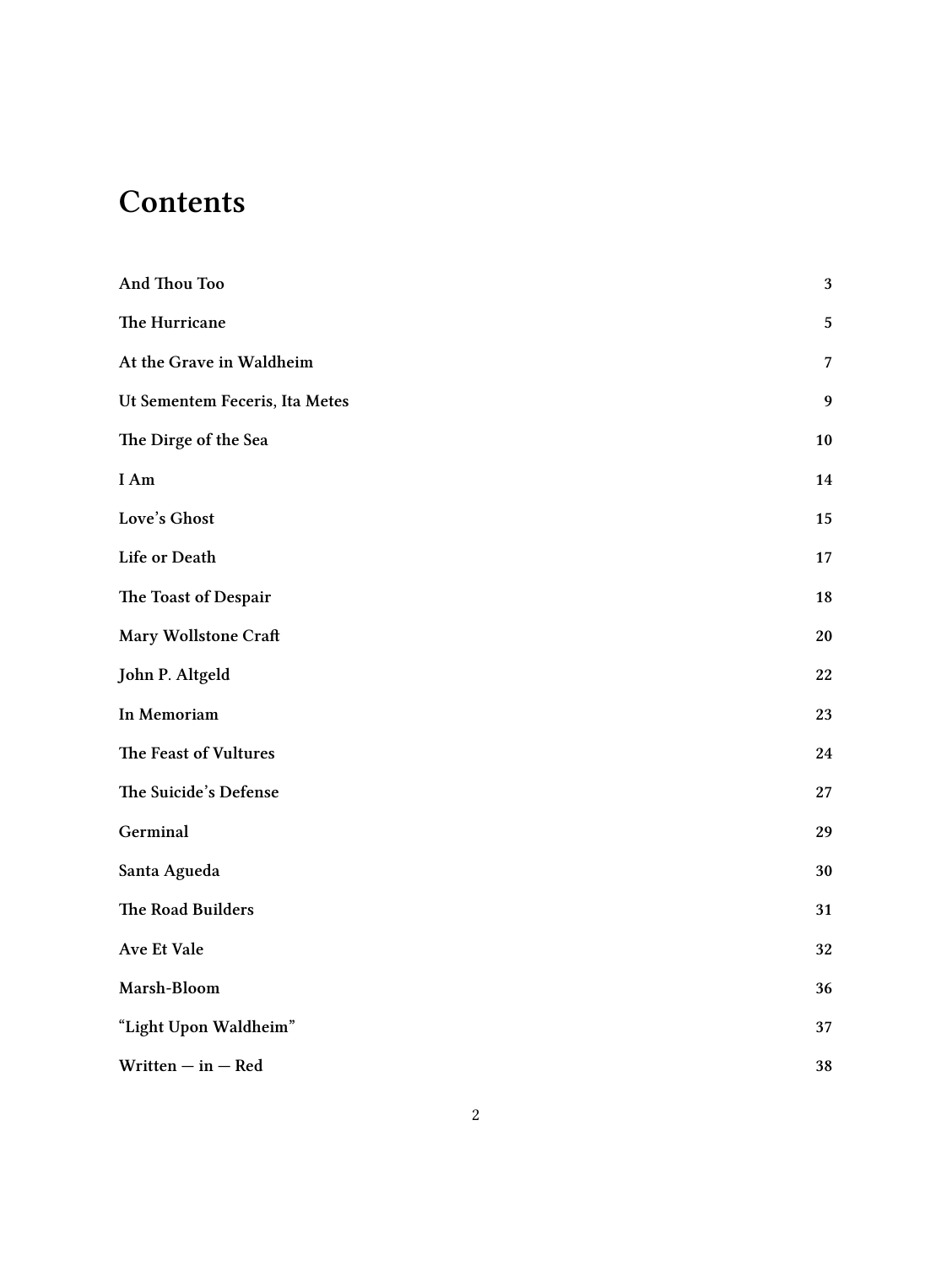# Contents

- And Thou Too 3
- The Hurricane 5
- At the Grave in Waldheim 7
- Ut Sementem Feceris, Ita Metes 9
- The Dirge of the Sea 10
- I Am 14
- Love's Ghost 15
- Life or Death 17
- The Toast of Despair 18
- Mary Wollstone Craft 20
- John P. Altgeld 22
- In Memoriam 23
- The Feast of Vultures 24
- The Suicide's Defense 27
- Germinal 29
- Santa Agueda 30
- The Road Builders 31
- Ave Et Vale 32
- Marsh-Bloom 36
- "Light Upon Waldheim" 37
- Written — in — Red 38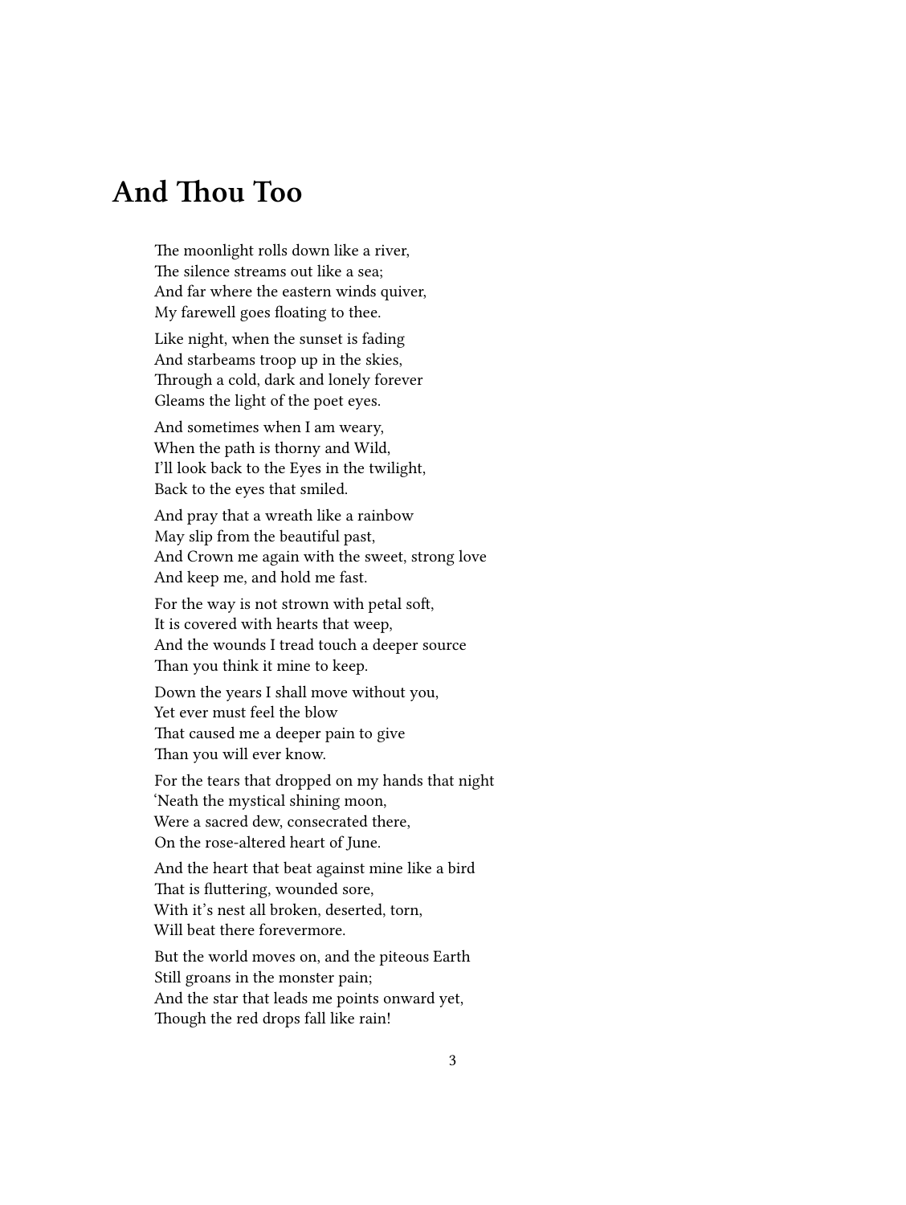# And Thou Too

The moonlight rolls down like a river,
The silence streams out like a sea;
And far where the eastern winds quiver,
My farewell goes floating to thee.

Like night, when the sunset is fading
And starbeams troop up in the skies,
Through a cold, dark and lonely forever
Gleams the light of the poet eyes.

And sometimes when I am weary,
When the path is thorny and Wild,
I'll look back to the Eyes in the twilight,
Back to the eyes that smiled.

And pray that a wreath like a rainbow
May slip from the beautiful past,
And Crown me again with the sweet, strong love
And keep me, and hold me fast.

For the way is not strown with petal soft,
It is covered with hearts that weep,
And the wounds I tread touch a deeper source
Than you think it mine to keep.

Down the years I shall move without you,
Yet ever must feel the blow
That caused me a deeper pain to give
Than you will ever know.

For the tears that dropped on my hands that night
'Neath the mystical shining moon,
Were a sacred dew, consecrated there,
On the rose-altered heart of June.

And the heart that beat against mine like a bird
That is fluttering, wounded sore,
With it's nest all broken, deserted, torn,
Will beat there forevermore.

But the world moves on, and the piteous Earth
Still groans in the monster pain;
And the star that leads me points onward yet,
Though the red drops fall like rain!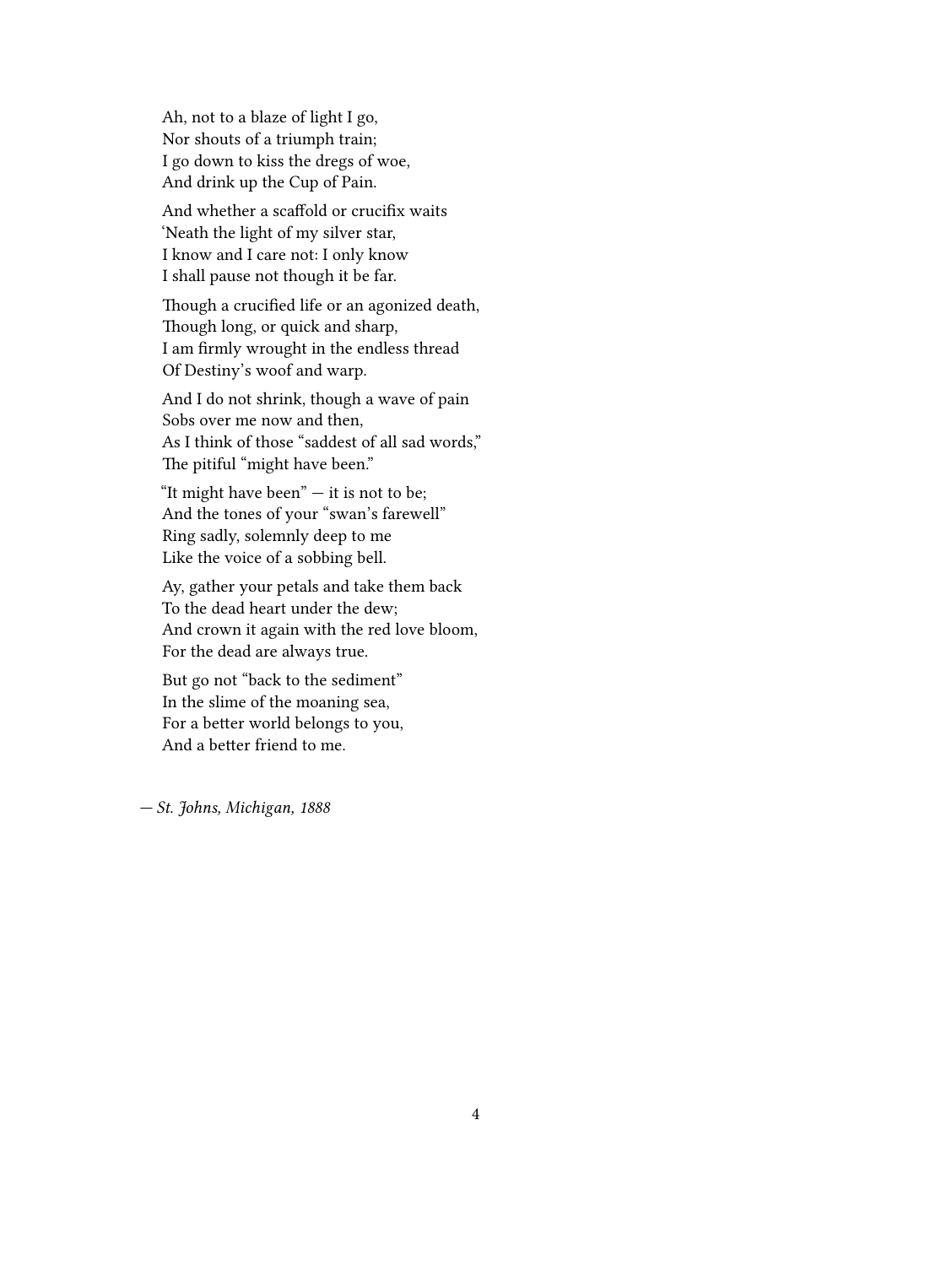Ah, not to a blaze of light I go,  
Nor shouts of a triumph train;  
I go down to kiss the dregs of woe,  
And drink up the Cup of Pain.

And whether a scaffold or crucifix waits  
'Neath the light of my silver star,  
I know and I care not: I only know  
I shall pause not though it be far.

Though a crucified life or an agonized death,  
Though long, or quick and sharp,  
I am firmly wrought in the endless thread  
Of Destiny's woof and warp.

And I do not shrink, though a wave of pain  
Sobs over me now and then,  
As I think of those "saddest of all sad words,"  
The pitiful "might have been."

"It might have been" — it is not to be;  
And the tones of your "swan's farewell"  
Ring sadly, solemnly deep to me  
Like the voice of a sobbing bell.

Ay, gather your petals and take them back  
To the dead heart under the dew;  
And crown it again with the red love bloom,  
For the dead are always true.

But go not "back to the sediment"  
In the slime of the moaning sea,  
For a better world belongs to you,  
And a better friend to me.

*— St. Johns, Michigan, 1888*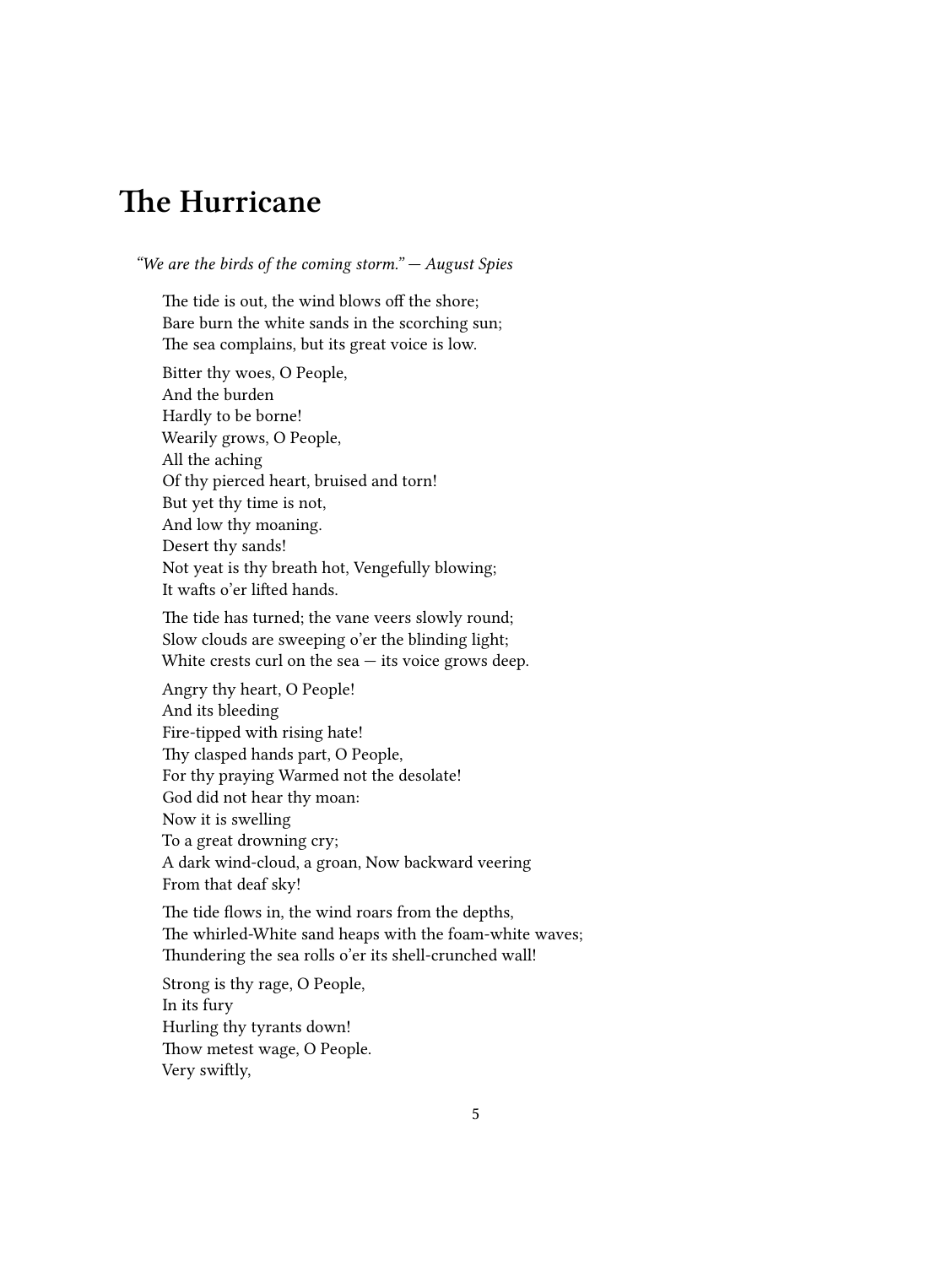# The Hurricane

*"We are the birds of the coming storm." — August Spies*

The tide is out, the wind blows off the shore;
Bare burn the white sands in the scorching sun;
The sea complains, but its great voice is low.

Bitter thy woes, O People,
And the burden
Hardly to be borne!
Wearily grows, O People,
All the aching
Of thy pierced heart, bruised and torn!
But yet thy time is not,
And low thy moaning.
Desert thy sands!
Not yeat is thy breath hot, Vengefully blowing;
It wafts o'er lifted hands.

The tide has turned; the vane veers slowly round;
Slow clouds are sweeping o'er the blinding light;
White crests curl on the sea — its voice grows deep.

Angry thy heart, O People!
And its bleeding
Fire-tipped with rising hate!
Thy clasped hands part, O People,
For thy praying Warmed not the desolate!
God did not hear thy moan:
Now it is swelling
To a great drowning cry;
A dark wind-cloud, a groan, Now backward veering
From that deaf sky!

The tide flows in, the wind roars from the depths,
The whirled-White sand heaps with the foam-white waves;
Thundering the sea rolls o'er its shell-crunched wall!

Strong is thy rage, O People,
In its fury
Hurling thy tyrants down!
Thow metest wage, O People.
Very swiftly,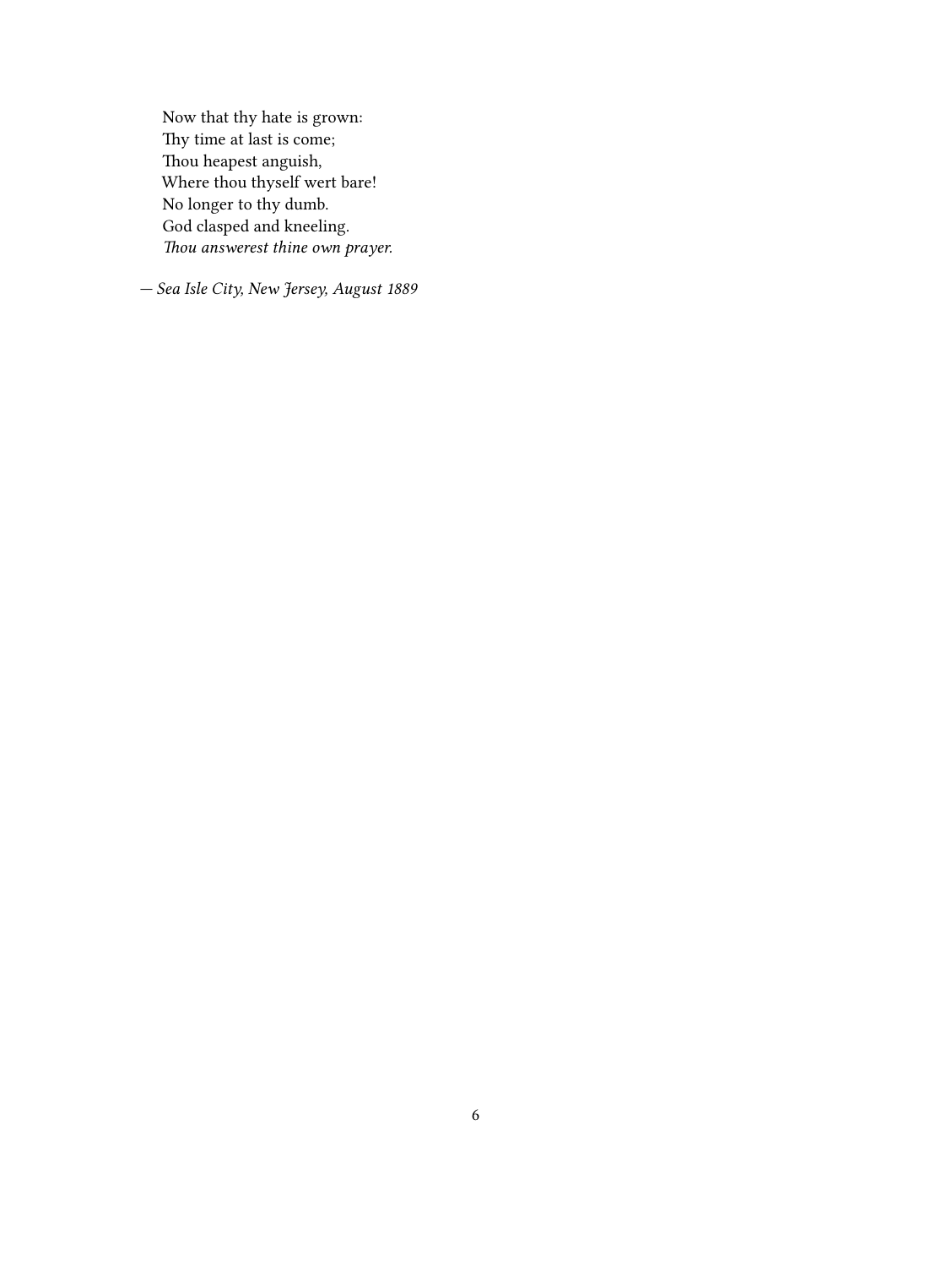Now that thy hate is grown:  
Thy time at last is come;  
Thou heapest anguish,  
Where thou thyself wert bare!  
No longer to thy dumb.  
God clasped and kneeling.  
*Thou answerest thine own prayer.*

*— Sea Isle City, New Jersey, August 1889*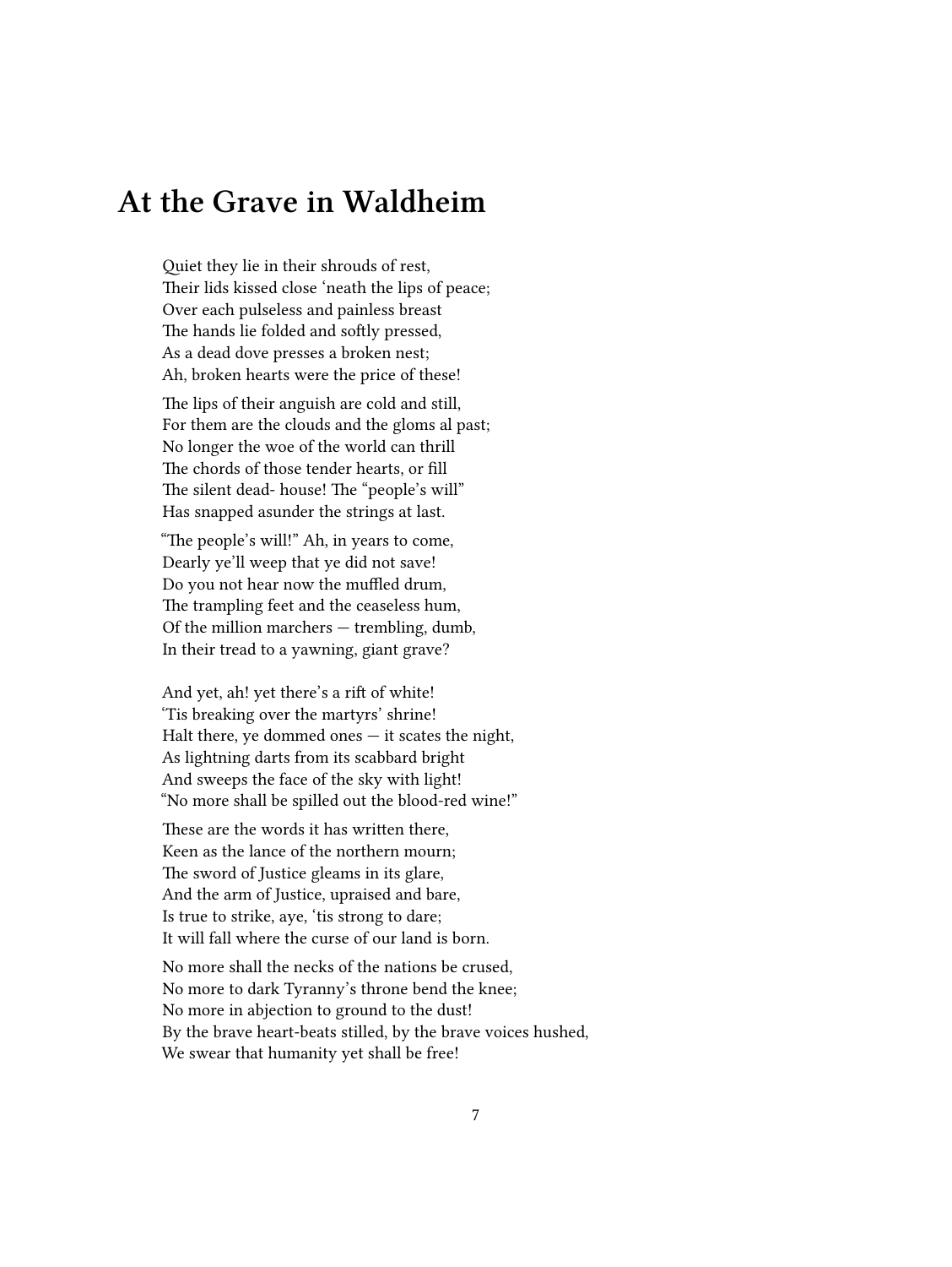# At the Grave in Waldheim

Quiet they lie in their shrouds of rest,  
Their lids kissed close 'neath the lips of peace;  
Over each pulseless and painless breast  
The hands lie folded and softly pressed,  
As a dead dove presses a broken nest;  
Ah, broken hearts were the price of these!

The lips of their anguish are cold and still,  
For them are the clouds and the gloms al past;  
No longer the woe of the world can thrill  
The chords of those tender hearts, or fill  
The silent dead- house! The "people's will"  
Has snapped asunder the strings at last.

"The people's will!" Ah, in years to come,  
Dearly ye'll weep that ye did not save!  
Do you not hear now the muffled drum,  
The trampling feet and the ceaseless hum,  
Of the million marchers — trembling, dumb,  
In their tread to a yawning, giant grave?

And yet, ah! yet there's a rift of white!  
'Tis breaking over the martyrs' shrine!  
Halt there, ye dommed ones — it scates the night,  
As lightning darts from its scabbard bright  
And sweeps the face of the sky with light!  
"No more shall be spilled out the blood-red wine!"

These are the words it has written there,  
Keen as the lance of the northern mourn;  
The sword of Justice gleams in its glare,  
And the arm of Justice, upraised and bare,  
Is true to strike, aye, 'tis strong to dare;  
It will fall where the curse of our land is born.

No more shall the necks of the nations be crused,  
No more to dark Tyranny's throne bend the knee;  
No more in abjection to ground to the dust!  
By the brave heart-beats stilled, by the brave voices hushed,  
We swear that humanity yet shall be free!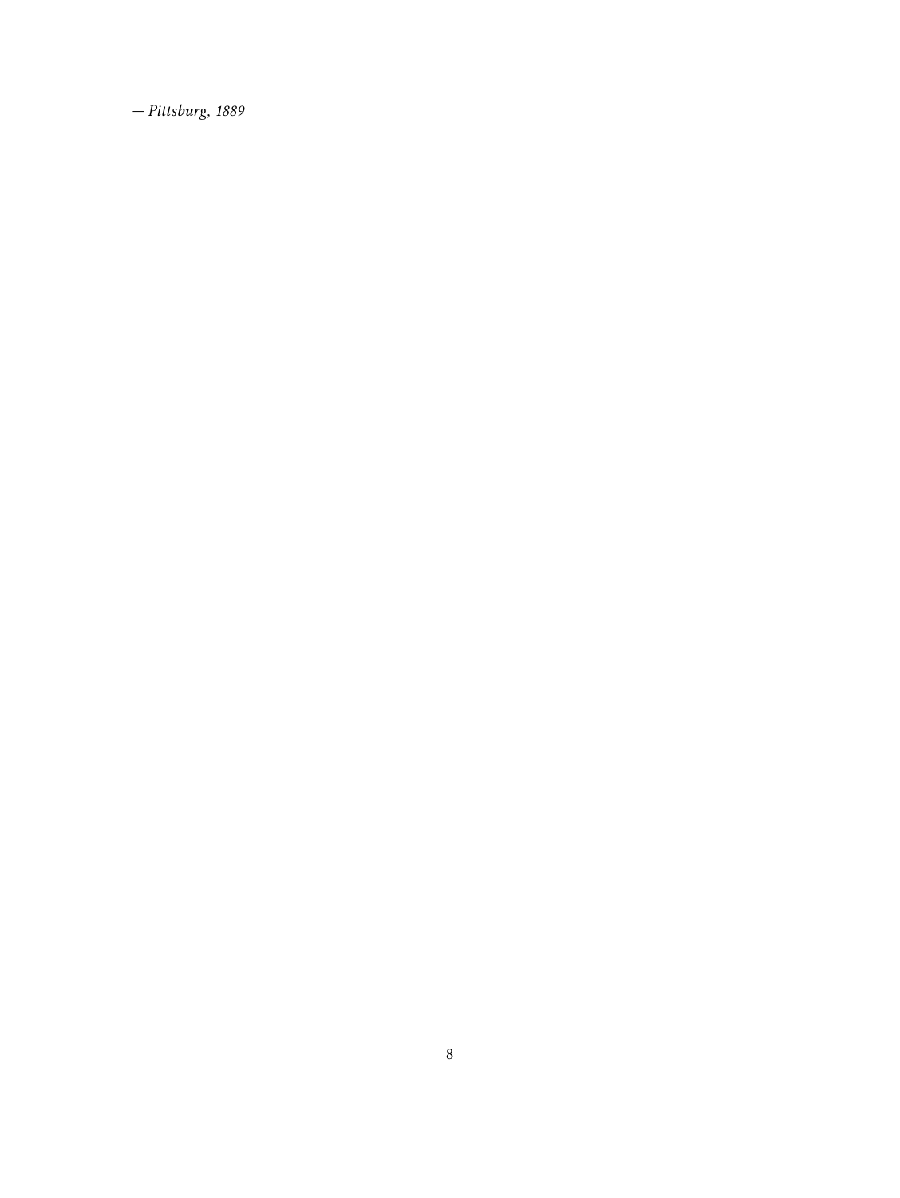— *Pittsburg, 1889*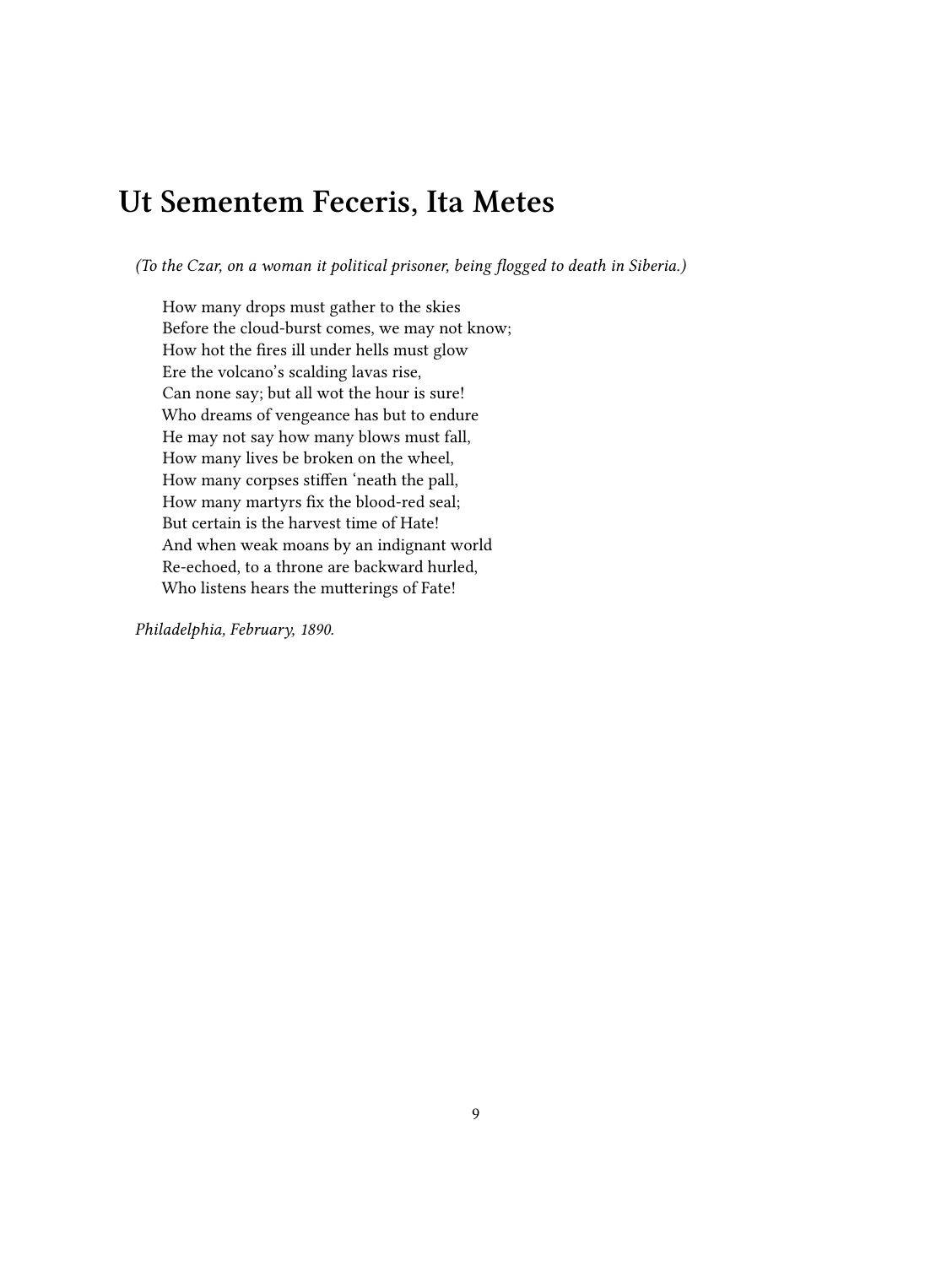# Ut Sementem Feceris, Ita Metes

*(To the Czar, on a woman it political prisoner, being flogged to death in Siberia.)*

How many drops must gather to the skies  
Before the cloud-burst comes, we may not know;  
How hot the fires ill under hells must glow  
Ere the volcano's scalding lavas rise,  
Can none say; but all wot the hour is sure!  
Who dreams of vengeance has but to endure  
He may not say how many blows must fall,  
How many lives be broken on the wheel,  
How many corpses stiffen 'neath the pall,  
How many martyrs fix the blood-red seal;  
But certain is the harvest time of Hate!  
And when weak moans by an indignant world  
Re-echoed, to a throne are backward hurled,  
Who listens hears the mutterings of Fate!

*Philadelphia, February, 1890.*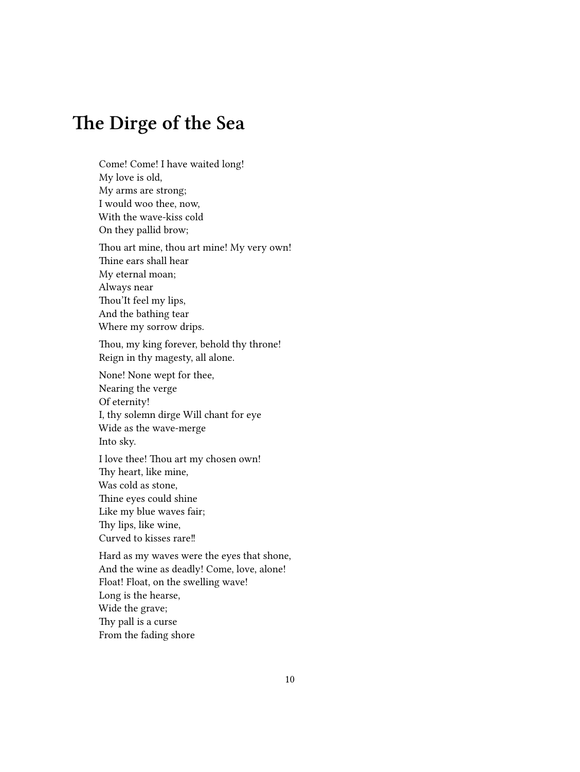# The Dirge of the Sea

Come! Come! I have waited long!
My love is old,
My arms are strong;
I would woo thee, now,
With the wave-kiss cold
On they pallid brow;

Thou art mine, thou art mine! My very own!
Thine ears shall hear
My eternal moan;
Always near
Thou'It feel my lips,
And the bathing tear
Where my sorrow drips.

Thou, my king forever, behold thy throne!
Reign in thy magesty, all alone.

None! None wept for thee,
Nearing the verge
Of eternity!
I, thy solemn dirge Will chant for eye
Wide as the wave-merge
Into sky.

I love thee! Thou art my chosen own!
Thy heart, like mine,
Was cold as stone,
Thine eyes could shine
Like my blue waves fair;
Thy lips, like wine,
Curved to kisses rare!!

Hard as my waves were the eyes that shone,
And the wine as deadly! Come, love, alone!
Float! Float, on the swelling wave!
Long is the hearse,
Wide the grave;
Thy pall is a curse
From the fading shore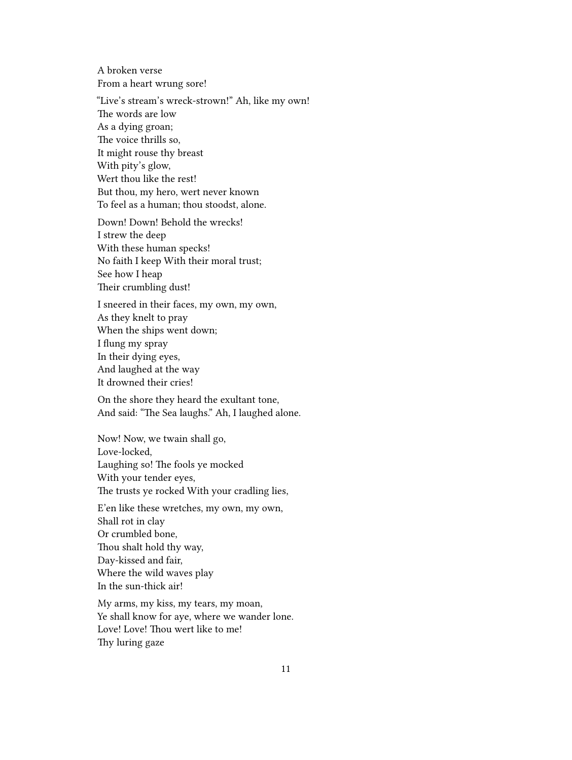A broken verse  
From a heart wrung sore!

"Live's stream's wreck-strown!" Ah, like my own!  
The words are low  
As a dying groan;  
The voice thrills so,  
It might rouse thy breast  
With pity's glow,  
Wert thou like the rest!  
But thou, my hero, wert never known  
To feel as a human; thou stoodst, alone.

Down! Down! Behold the wrecks!  
I strew the deep  
With these human specks!  
No faith I keep With their moral trust;  
See how I heap  
Their crumbling dust!

I sneered in their faces, my own, my own,  
As they knelt to pray  
When the ships went down;  
I flung my spray  
In their dying eyes,  
And laughed at the way  
It drowned their cries!

On the shore they heard the exultant tone,  
And said: "The Sea laughs." Ah, I laughed alone.

Now! Now, we twain shall go,  
Love-locked,  
Laughing so! The fools ye mocked  
With your tender eyes,  
The trusts ye rocked With your cradling lies,

E'en like these wretches, my own, my own,  
Shall rot in clay  
Or crumbled bone,  
Thou shalt hold thy way,  
Day-kissed and fair,  
Where the wild waves play  
In the sun-thick air!

My arms, my kiss, my tears, my moan,  
Ye shall know for aye, where we wander lone.  
Love! Love! Thou wert like to me!  
Thy luring gaze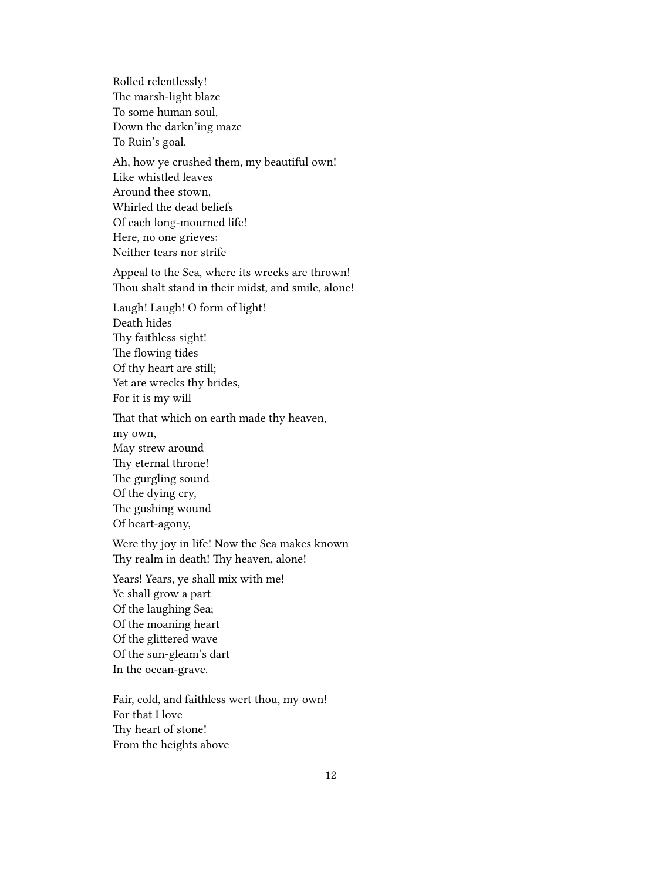Rolled relentlessly!
The marsh-light blaze
To some human soul,
Down the darkn'ing maze
To Ruin's goal.

Ah, how ye crushed them, my beautiful own!
Like whistled leaves
Around thee stown,
Whirled the dead beliefs
Of each long-mourned life!
Here, no one grieves:
Neither tears nor strife

Appeal to the Sea, where its wrecks are thrown!
Thou shalt stand in their midst, and smile, alone!

Laugh! Laugh! O form of light!
Death hides
Thy faithless sight!
The flowing tides
Of thy heart are still;
Yet are wrecks thy brides,
For it is my will

That that which on earth made thy heaven,
my own,
May strew around
Thy eternal throne!
The gurgling sound
Of the dying cry,
The gushing wound
Of heart-agony,

Were thy joy in life! Now the Sea makes known
Thy realm in death! Thy heaven, alone!

Years! Years, ye shall mix with me!
Ye shall grow a part
Of the laughing Sea;
Of the moaning heart
Of the glittered wave
Of the sun-gleam's dart
In the ocean-grave.

Fair, cold, and faithless wert thou, my own!
For that I love
Thy heart of stone!
From the heights above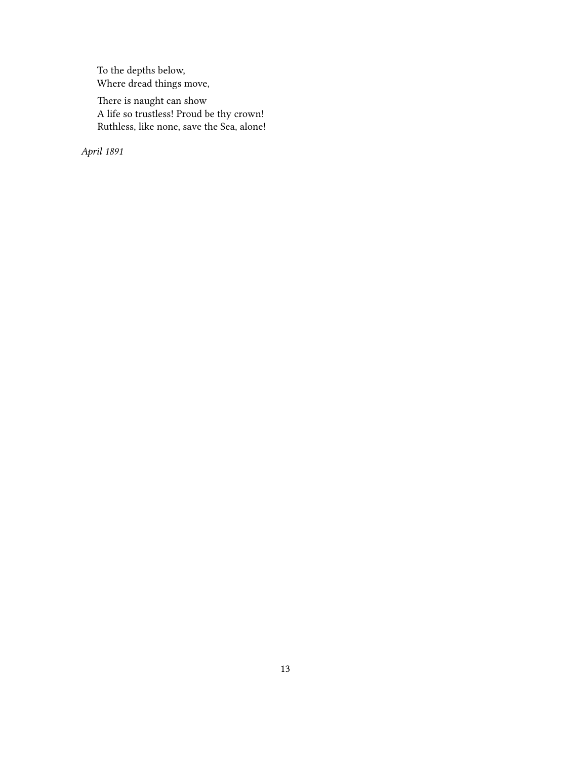To the depths below,  
Where dread things move,

There is naught can show  
A life so trustless! Proud be thy crown!  
Ruthless, like none, save the Sea, alone!

*April 1891*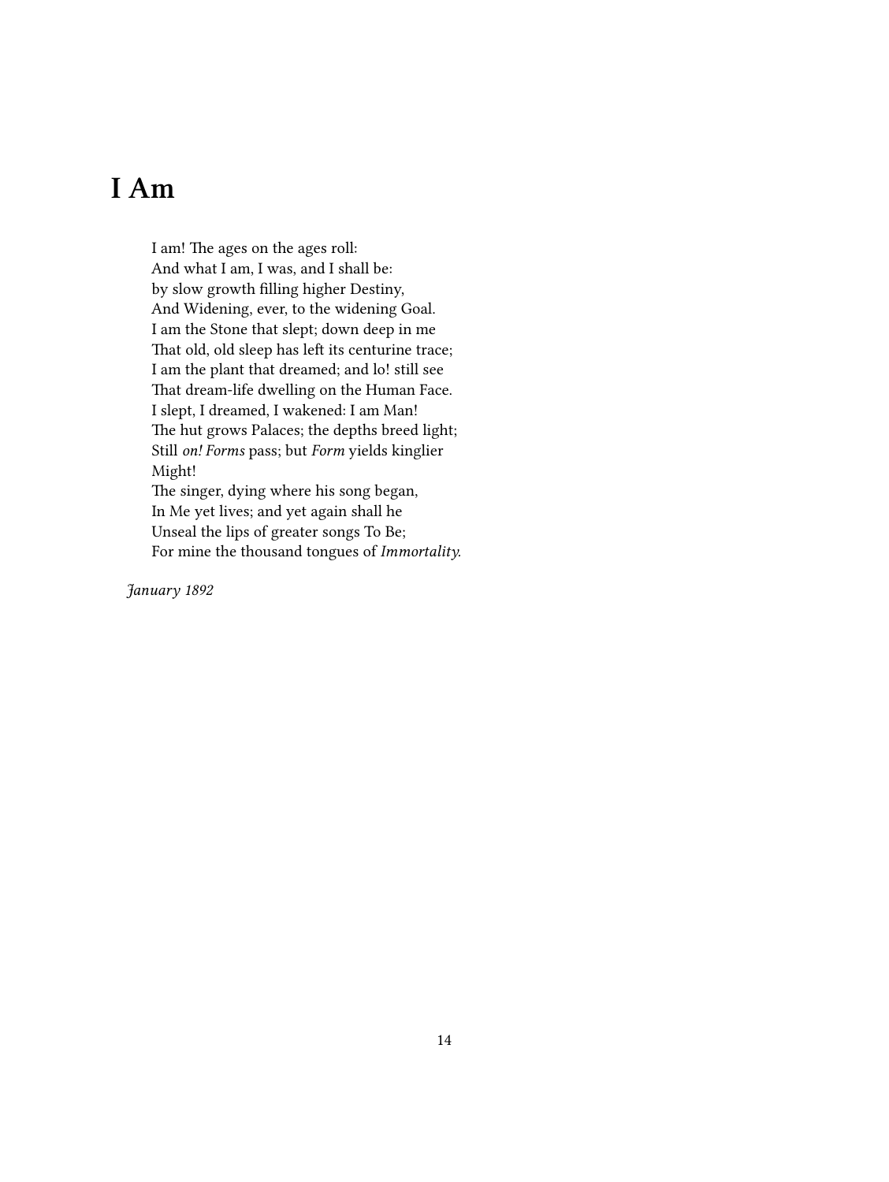# I Am

I am! The ages on the ages roll:  
And what I am, I was, and I shall be:  
by slow growth filling higher Destiny,  
And Widening, ever, to the widening Goal.  
I am the Stone that slept; down deep in me  
That old, old sleep has left its centurine trace;  
I am the plant that dreamed; and lo! still see  
That dream-life dwelling on the Human Face.  
I slept, I dreamed, I wakened: I am Man!  
The hut grows Palaces; the depths breed light;  
Still *on! Forms* pass; but *Form* yields kinglier  
Might!  
The singer, dying where his song began,  
In Me yet lives; and yet again shall he  
Unseal the lips of greater songs To Be;  
For mine the thousand tongues of *Immortality.*

*January 1892*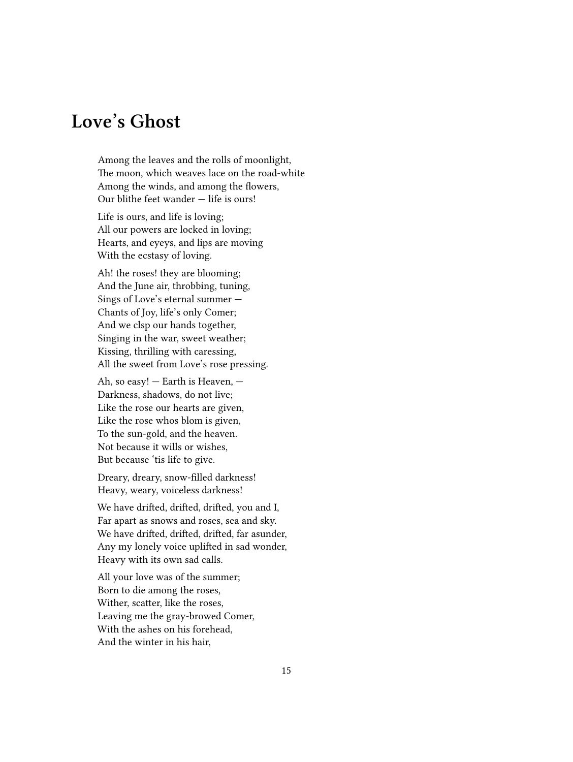# Love's Ghost

Among the leaves and the rolls of moonlight,  
The moon, which weaves lace on the road-white  
Among the winds, and among the flowers,  
Our blithe feet wander — life is ours!

Life is ours, and life is loving;  
All our powers are locked in loving;  
Hearts, and eyeys, and lips are moving  
With the ecstasy of loving.

Ah! the roses! they are blooming;  
And the June air, throbbing, tuning,  
Sings of Love's eternal summer —  
Chants of Joy, life's only Comer;  
And we clsp our hands together,  
Singing in the war, sweet weather;  
Kissing, thrilling with caressing,  
All the sweet from Love's rose pressing.

Ah, so easy! — Earth is Heaven, —  
Darkness, shadows, do not live;  
Like the rose our hearts are given,  
Like the rose whos blom is given,  
To the sun-gold, and the heaven.  
Not because it wills or wishes,  
But because 'tis life to give.

Dreary, dreary, snow-filled darkness!  
Heavy, weary, voiceless darkness!

We have drifted, drifted, drifted, you and I,  
Far apart as snows and roses, sea and sky.  
We have drifted, drifted, drifted, far asunder,  
Any my lonely voice uplifted in sad wonder,  
Heavy with its own sad calls.

All your love was of the summer;  
Born to die among the roses,  
Wither, scatter, like the roses,  
Leaving me the gray-browed Comer,  
With the ashes on his forehead,  
And the winter in his hair,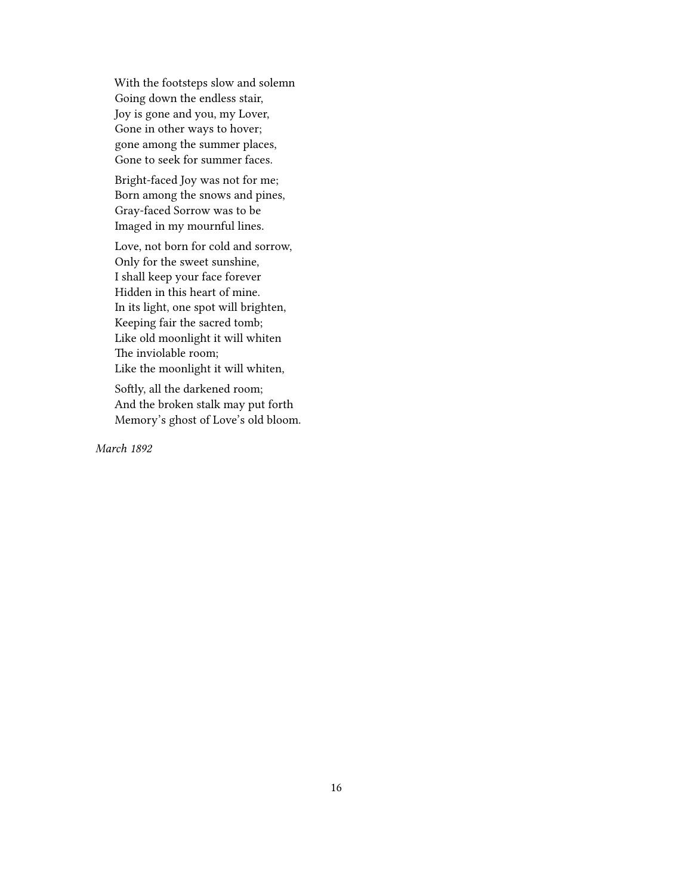With the footsteps slow and solemn
Going down the endless stair,
Joy is gone and you, my Lover,
Gone in other ways to hover;
gone among the summer places,
Gone to seek for summer faces.

Bright-faced Joy was not for me;
Born among the snows and pines,
Gray-faced Sorrow was to be
Imaged in my mournful lines.

Love, not born for cold and sorrow,
Only for the sweet sunshine,
I shall keep your face forever
Hidden in this heart of mine.
In its light, one spot will brighten,
Keeping fair the sacred tomb;
Like old moonlight it will whiten
The inviolable room;
Like the moonlight it will whiten,

Softly, all the darkened room;
And the broken stalk may put forth
Memory's ghost of Love's old bloom.

*March 1892*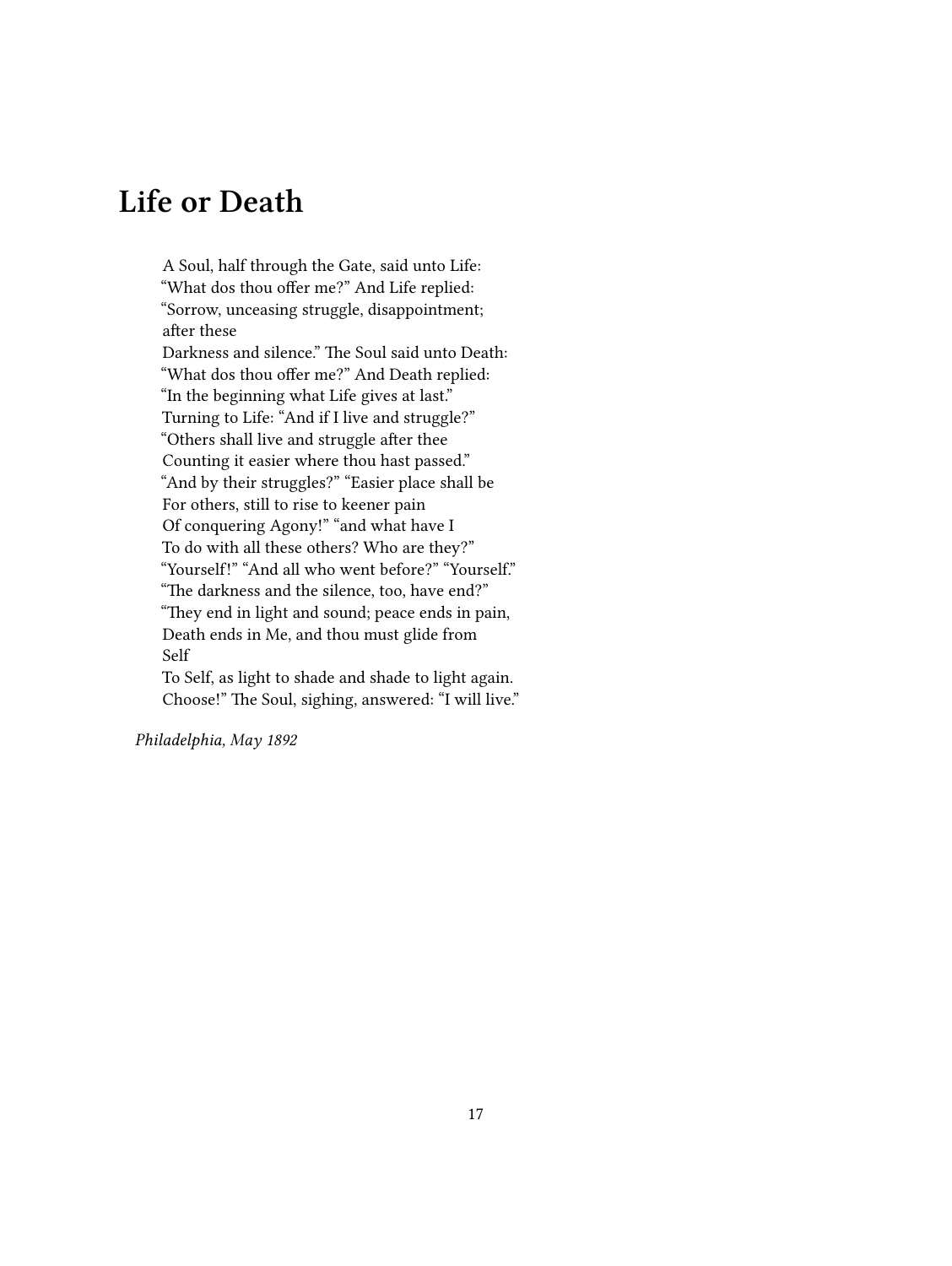## Life or Death

A Soul, half through the Gate, said unto Life:
"What dos thou offer me?" And Life replied:
"Sorrow, unceasing struggle, disappointment;
after these
Darkness and silence." The Soul said unto Death:
"What dos thou offer me?" And Death replied:
"In the beginning what Life gives at last."
Turning to Life: "And if I live and struggle?"
"Others shall live and struggle after thee
Counting it easier where thou hast passed."
"And by their struggles?" "Easier place shall be
For others, still to rise to keener pain
Of conquering Agony!" "and what have I
To do with all these others? Who are they?"
"Yourself!" "And all who went before?" "Yourself."
"The darkness and the silence, too, have end?"
"They end in light and sound; peace ends in pain,
Death ends in Me, and thou must glide from
Self
To Self, as light to shade and shade to light again.
Choose!" The Soul, sighing, answered: "I will live."

*Philadelphia, May 1892*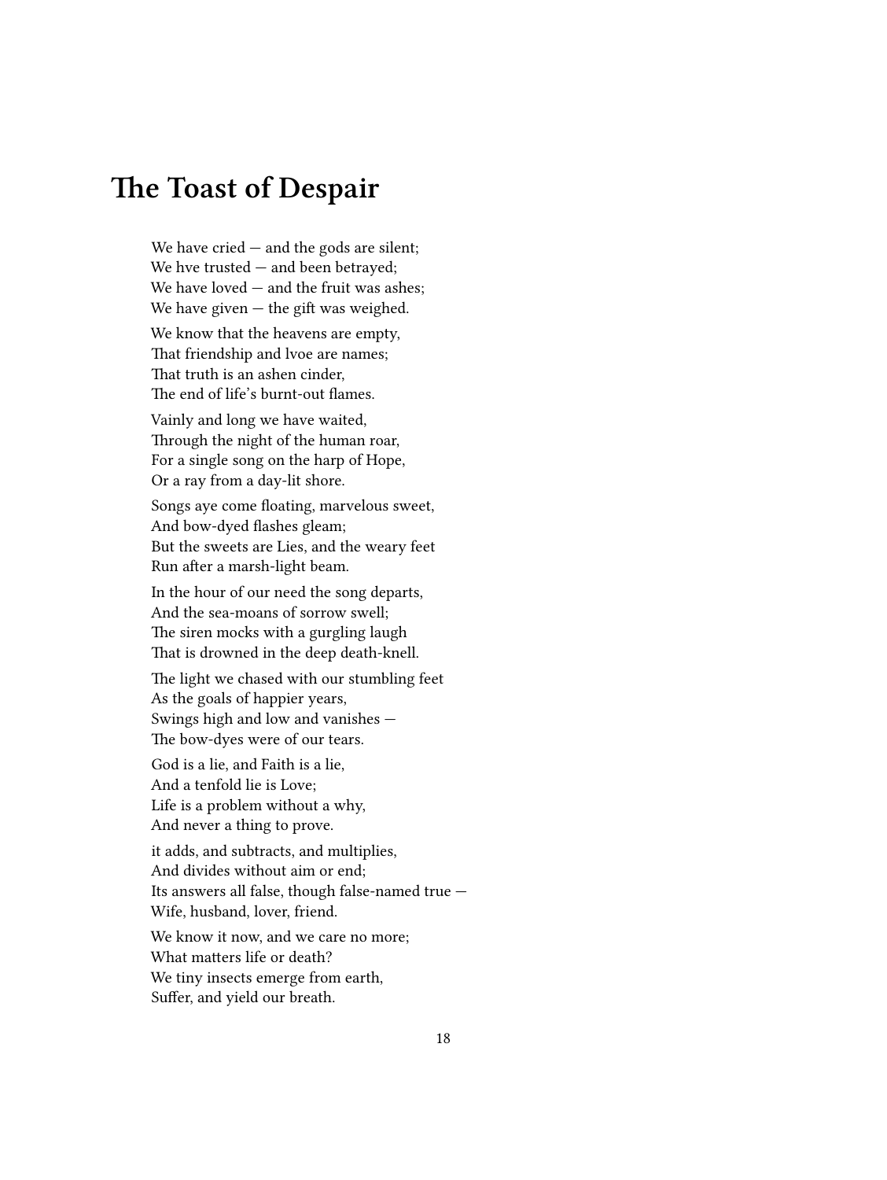# The Toast of Despair

We have cried — and the gods are silent;  
We hve trusted — and been betrayed;  
We have loved — and the fruit was ashes;  
We have given — the gift was weighed.

We know that the heavens are empty,  
That friendship and lvoe are names;  
That truth is an ashen cinder,  
The end of life's burnt-out flames.

Vainly and long we have waited,  
Through the night of the human roar,  
For a single song on the harp of Hope,  
Or a ray from a day-lit shore.

Songs aye come floating, marvelous sweet,  
And bow-dyed flashes gleam;  
But the sweets are Lies, and the weary feet  
Run after a marsh-light beam.

In the hour of our need the song departs,  
And the sea-moans of sorrow swell;  
The siren mocks with a gurgling laugh  
That is drowned in the deep death-knell.

The light we chased with our stumbling feet  
As the goals of happier years,  
Swings high and low and vanishes —  
The bow-dyes were of our tears.

God is a lie, and Faith is a lie,  
And a tenfold lie is Love;  
Life is a problem without a why,  
And never a thing to prove.

it adds, and subtracts, and multiplies,  
And divides without aim or end;  
Its answers all false, though false-named true —  
Wife, husband, lover, friend.

We know it now, and we care no more;  
What matters life or death?  
We tiny insects emerge from earth,  
Suffer, and yield our breath.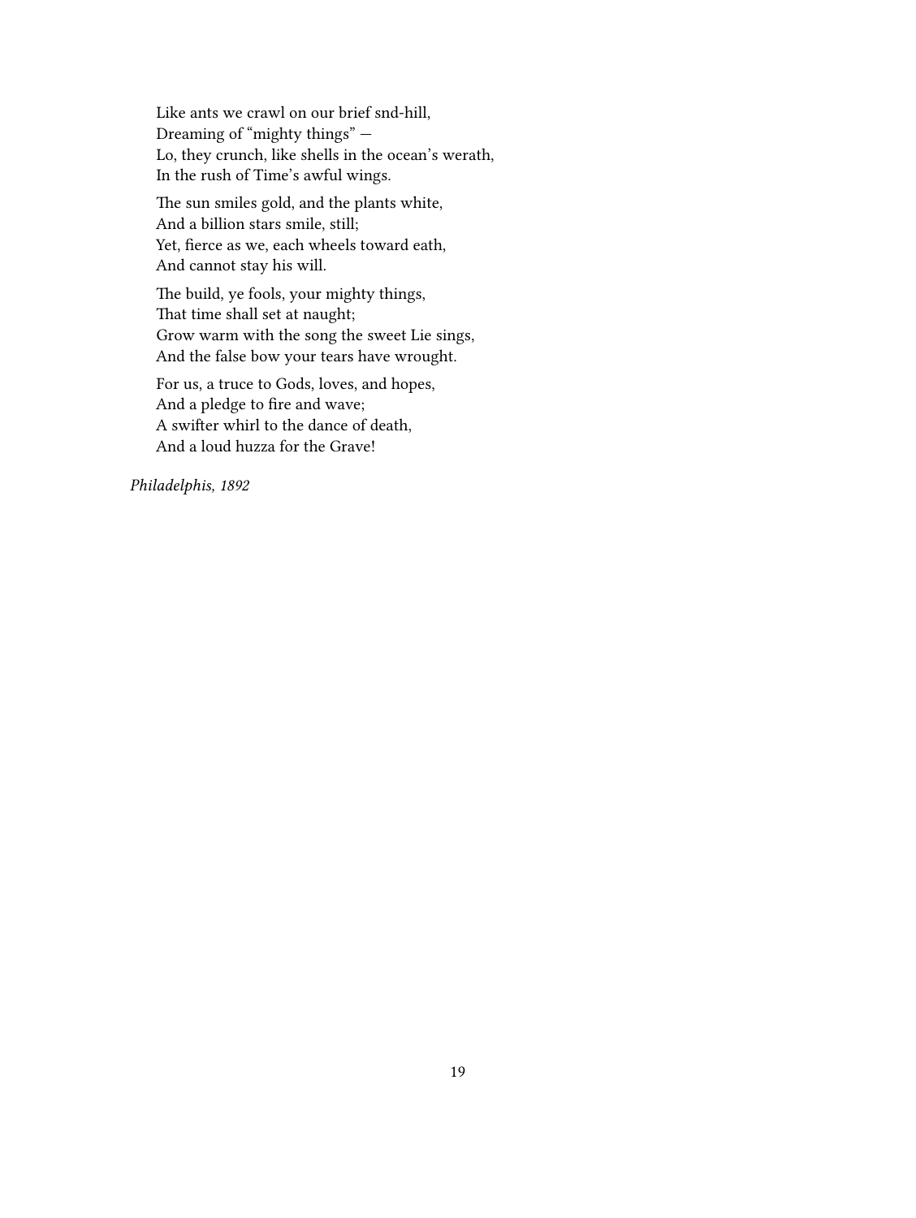Like ants we crawl on our brief snd-hill,  
Dreaming of "mighty things" —  
Lo, they crunch, like shells in the ocean's werath,  
In the rush of Time's awful wings.

The sun smiles gold, and the plants white,  
And a billion stars smile, still;  
Yet, fierce as we, each wheels toward eath,  
And cannot stay his will.

The build, ye fools, your mighty things,  
That time shall set at naught;  
Grow warm with the song the sweet Lie sings,  
And the false bow your tears have wrought.

For us, a truce to Gods, loves, and hopes,  
And a pledge to fire and wave;  
A swifter whirl to the dance of death,  
And a loud huzza for the Grave!

*Philadelphis, 1892*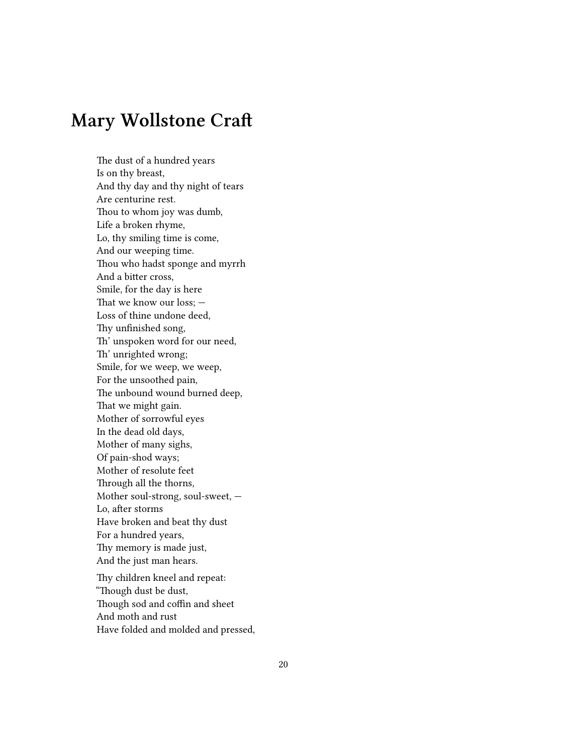## Mary Wollstone Craft

The dust of a hundred years  
Is on thy breast,  
And thy day and thy night of tears  
Are centurine rest.  
Thou to whom joy was dumb,  
Life a broken rhyme,  
Lo, thy smiling time is come,  
And our weeping time.  
Thou who hadst sponge and myrrh  
And a bitter cross,  
Smile, for the day is here  
That we know our loss; —  
Loss of thine undone deed,  
Thy unfinished song,  
Th' unspoken word for our need,  
Th' unrighted wrong;  
Smile, for we weep, we weep,  
For the unsoothed pain,  
The unbound wound burned deep,  
That we might gain.  
Mother of sorrowful eyes  
In the dead old days,  
Mother of many sighs,  
Of pain-shod ways;  
Mother of resolute feet  
Through all the thorns,  
Mother soul-strong, soul-sweet, —  
Lo, after storms  
Have broken and beat thy dust  
For a hundred years,  
Thy memory is made just,  
And the just man hears.

Thy children kneel and repeat:  
"Though dust be dust,  
Though sod and coffin and sheet  
And moth and rust  
Have folded and molded and pressed,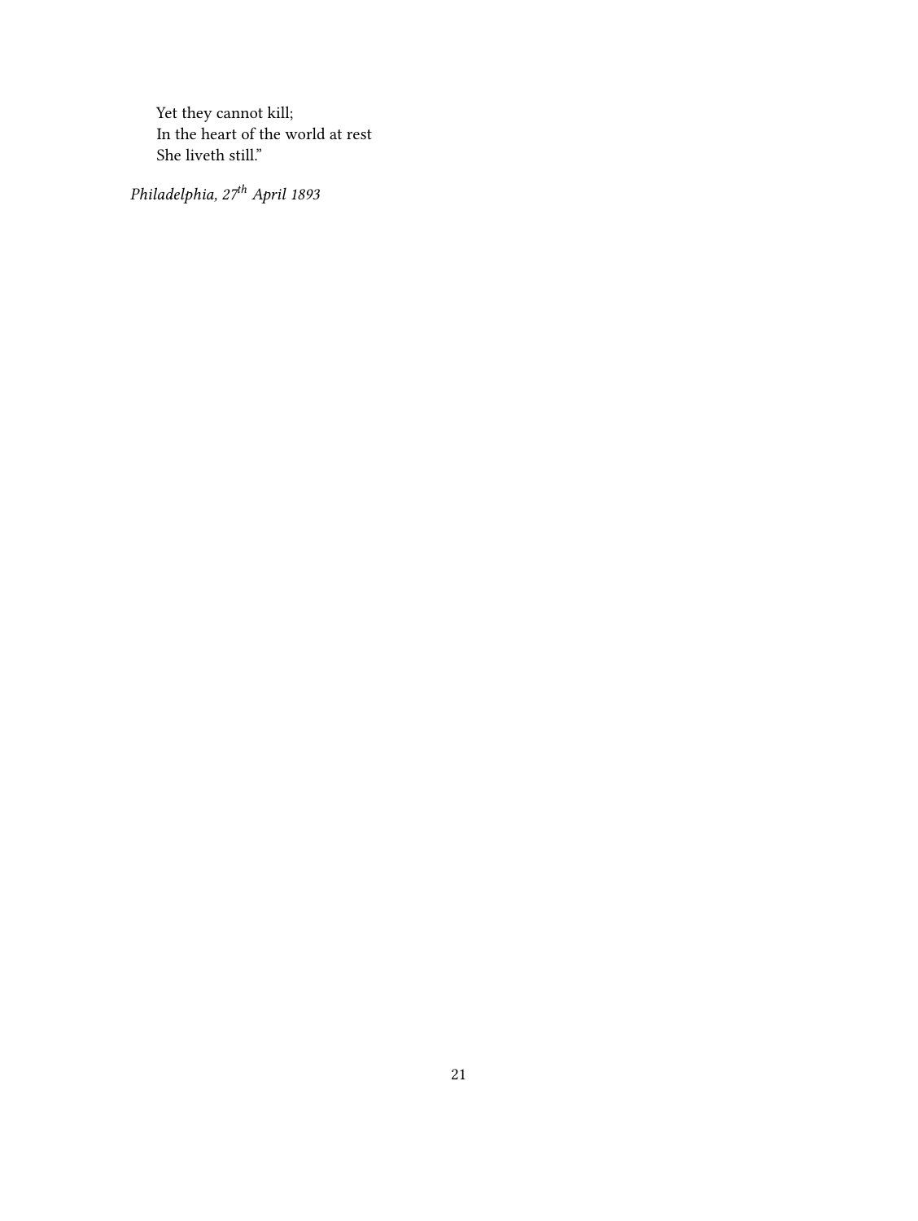Yet they cannot kill;
In the heart of the world at rest
She liveth still."

*Philadelphia, 27th April 1893*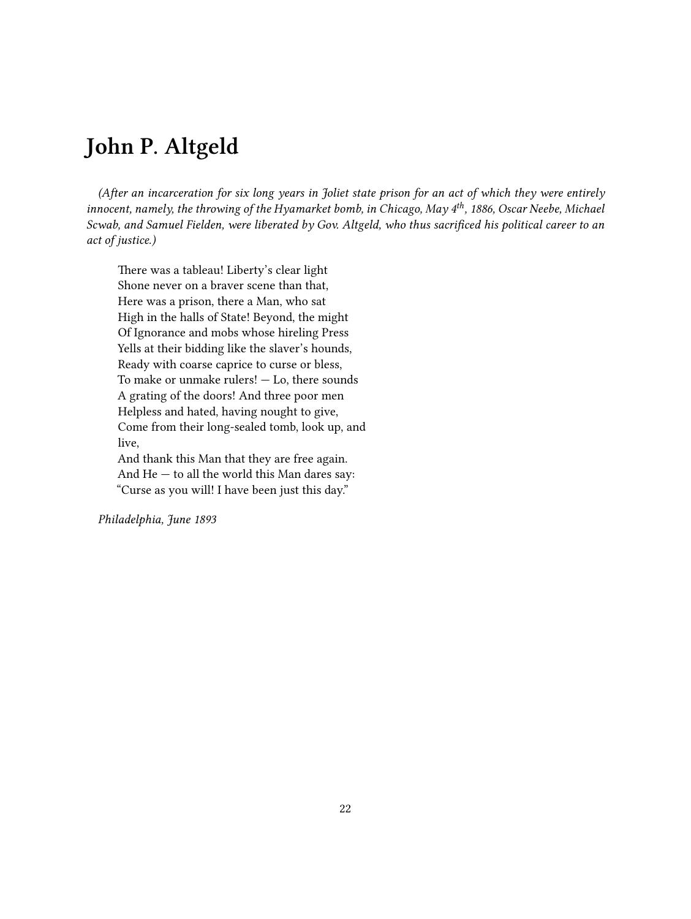# John P. Altgeld

*(After an incarceration for six long years in Joliet state prison for an act of which they were entirely innocent, namely, the throwing of the Hyamarket bomb, in Chicago, May 4th, 1886, Oscar Neebe, Michael Scwab, and Samuel Fielden, were liberated by Gov. Altgeld, who thus sacrificed his political career to an act of justice.)*

There was a tableau! Liberty's clear light  
Shone never on a braver scene than that,  
Here was a prison, there a Man, who sat  
High in the halls of State! Beyond, the might  
Of Ignorance and mobs whose hireling Press  
Yells at their bidding like the slaver's hounds,  
Ready with coarse caprice to curse or bless,  
To make or unmake rulers! — Lo, there sounds  
A grating of the doors! And three poor men  
Helpless and hated, having nought to give,  
Come from their long-sealed tomb, look up, and live,  
And thank this Man that they are free again.  
And He — to all the world this Man dares say:  
"Curse as you will! I have been just this day."

*Philadelphia, June 1893*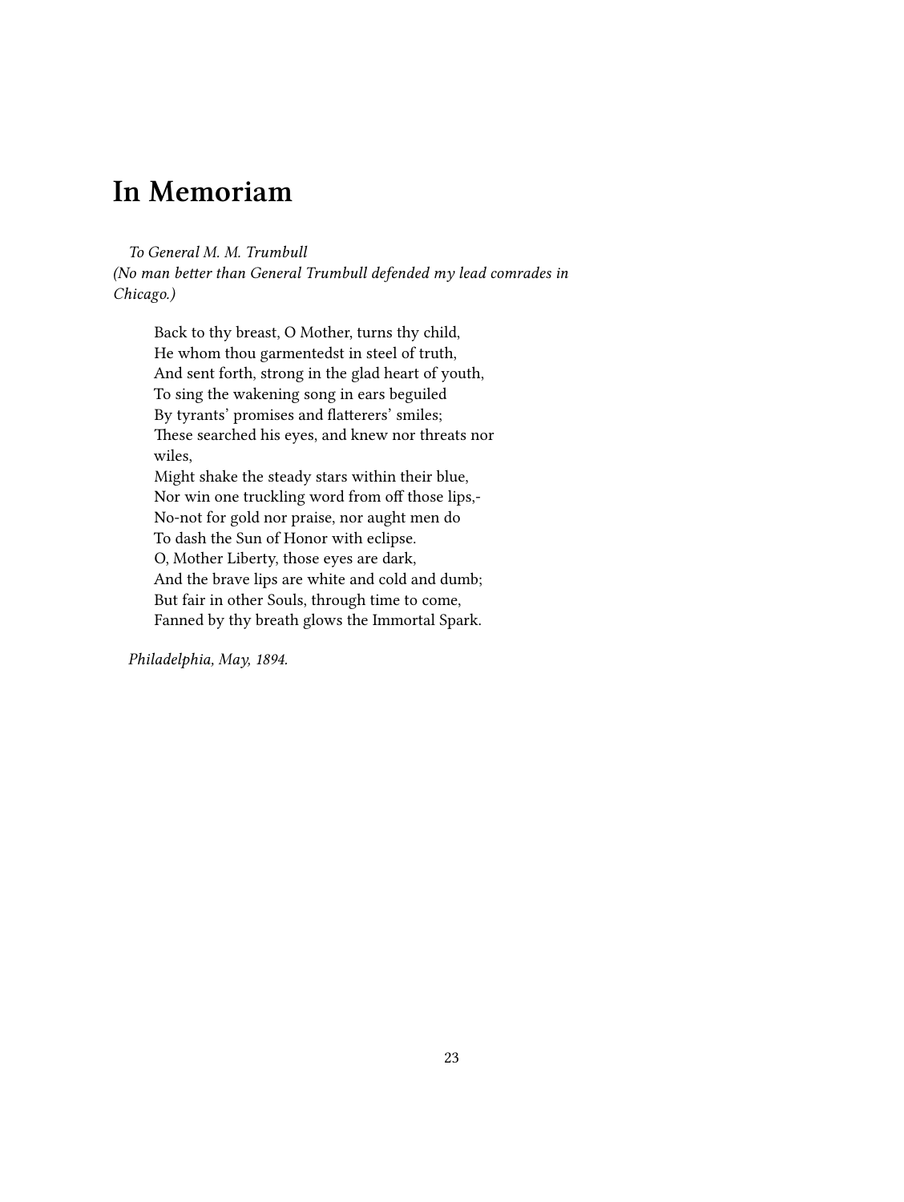# In Memoriam

*To General M. M. Trumbull*
*(No man better than General Trumbull defended my lead comrades in Chicago.)*

Back to thy breast, O Mother, turns thy child,
He whom thou garmentedst in steel of truth,
And sent forth, strong in the glad heart of youth,
To sing the wakening song in ears beguiled
By tyrants' promises and flatterers' smiles;
These searched his eyes, and knew nor threats nor wiles,
Might shake the steady stars within their blue,
Nor win one truckling word from off those lips,-
No-not for gold nor praise, nor aught men do
To dash the Sun of Honor with eclipse.
O, Mother Liberty, those eyes are dark,
And the brave lips are white and cold and dumb;
But fair in other Souls, through time to come,
Fanned by thy breath glows the Immortal Spark.

*Philadelphia, May, 1894.*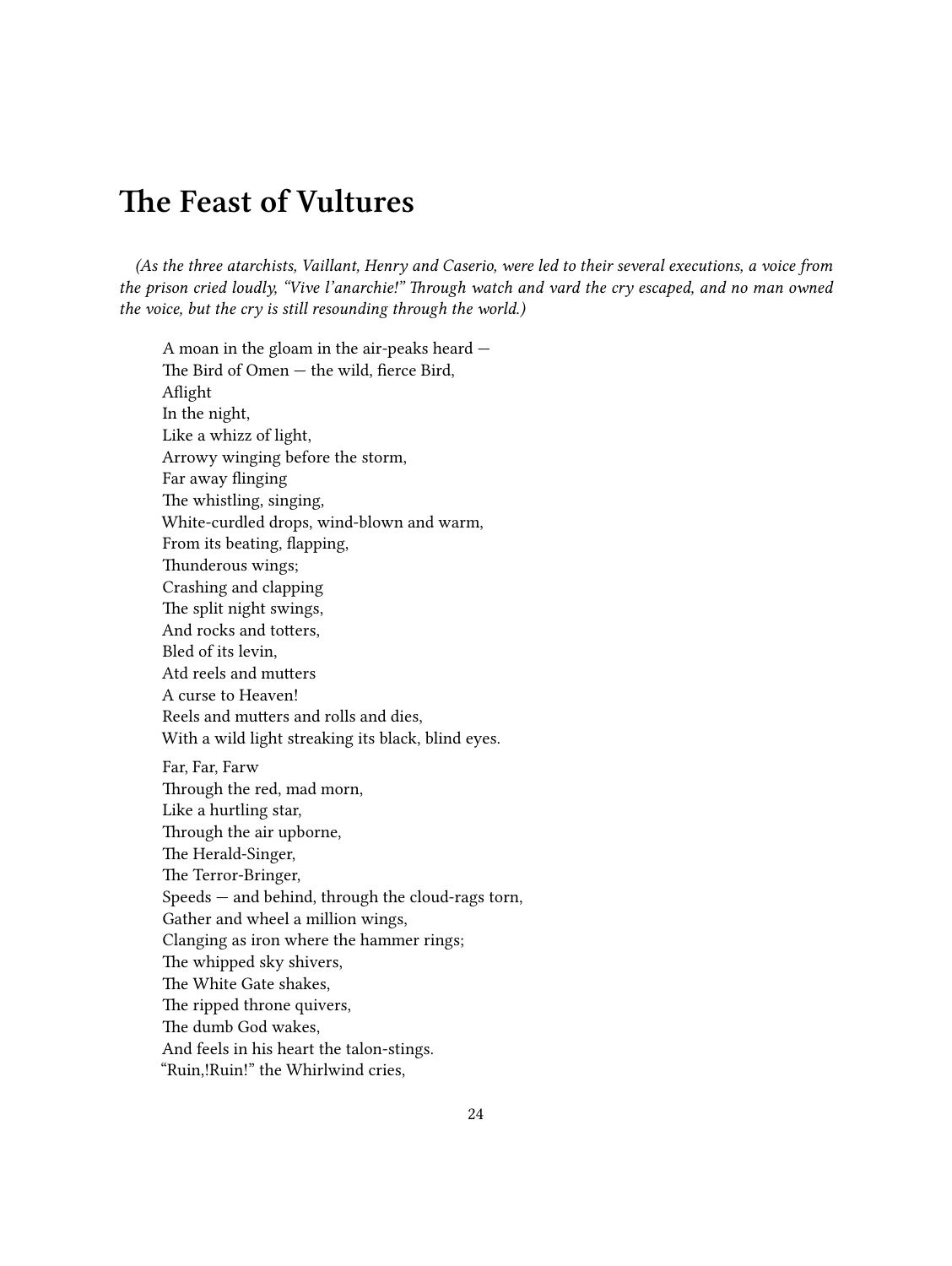# The Feast of Vultures

*(As the three atarchists, Vaillant, Henry and Caserio, were led to their several executions, a voice from the prison cried loudly, "Vive l'anarchie!" Through watch and vard the cry escaped, and no man owned the voice, but the cry is still resounding through the world.)*

A moan in the gloam in the air-peaks heard —
The Bird of Omen — the wild, fierce Bird,
Aflight
In the night,
Like a whizz of light,
Arrowy winging before the storm,
Far away flinging
The whistling, singing,
White-curdled drops, wind-blown and warm,
From its beating, flapping,
Thunderous wings;
Crashing and clapping
The split night swings,
And rocks and totters,
Bled of its levin,
Atd reels and mutters
A curse to Heaven!
Reels and mutters and rolls and dies,
With a wild light streaking its black, blind eyes.

Far, Far, Farw
Through the red, mad morn,
Like a hurtling star,
Through the air upborne,
The Herald-Singer,
The Terror-Bringer,
Speeds — and behind, through the cloud-rags torn,
Gather and wheel a million wings,
Clanging as iron where the hammer rings;
The whipped sky shivers,
The White Gate shakes,
The ripped throne quivers,
The dumb God wakes,
And feels in his heart the talon-stings.
"Ruin,!Ruin!" the Whirlwind cries,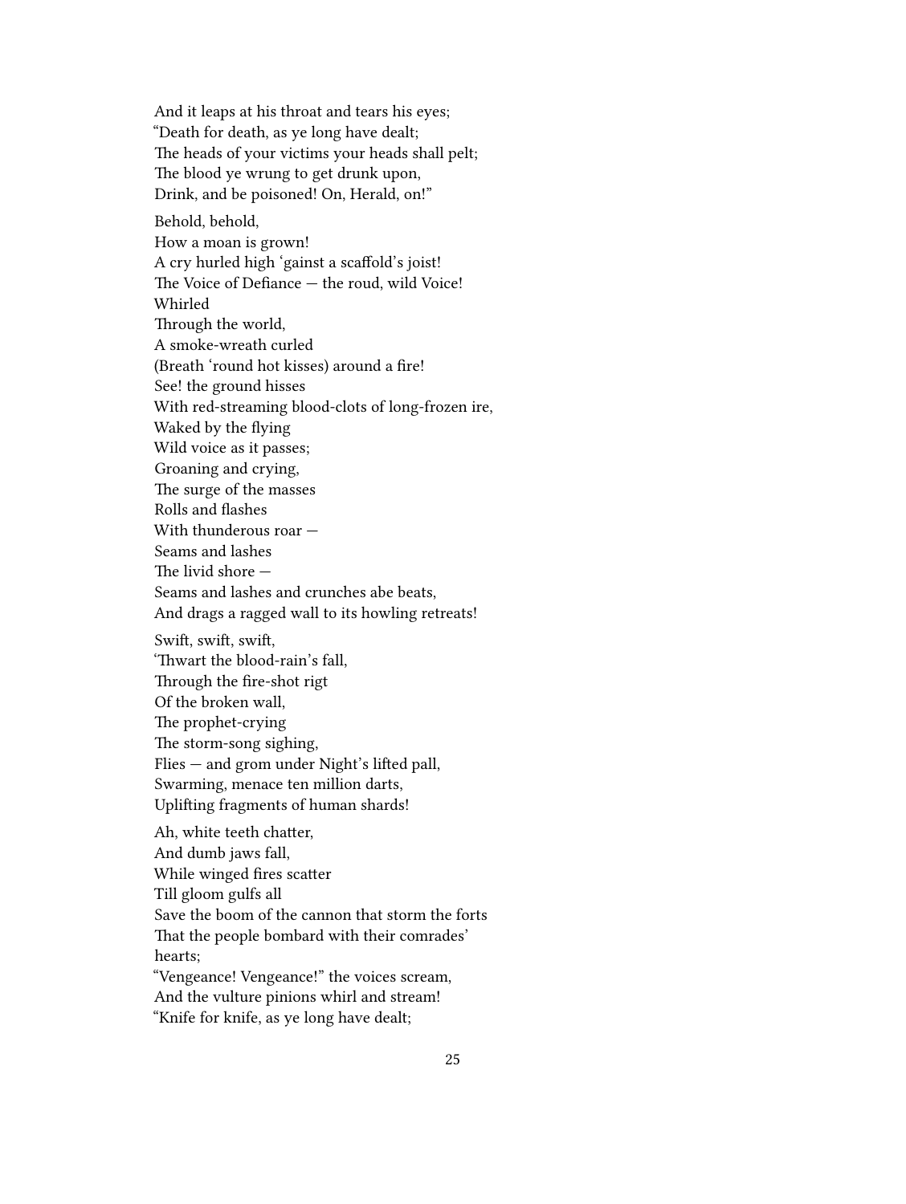And it leaps at his throat and tears his eyes;
"Death for death, as ye long have dealt;
The heads of your victims your heads shall pelt;
The blood ye wrung to get drunk upon,
Drink, and be poisoned! On, Herald, on!"

Behold, behold,
How a moan is grown!
A cry hurled high 'gainst a scaffold's joist!
The Voice of Defiance — the roud, wild Voice!
Whirled
Through the world,
A smoke-wreath curled
(Breath 'round hot kisses) around a fire!
See! the ground hisses
With red-streaming blood-clots of long-frozen ire,
Waked by the flying
Wild voice as it passes;
Groaning and crying,
The surge of the masses
Rolls and flashes
With thunderous roar —
Seams and lashes
The livid shore —
Seams and lashes and crunches abe beats,
And drags a ragged wall to its howling retreats!

Swift, swift, swift,
'Thwart the blood-rain's fall,
Through the fire-shot rigt
Of the broken wall,
The prophet-crying
The storm-song sighing,
Flies — and grom under Night's lifted pall,
Swarming, menace ten million darts,
Uplifting fragments of human shards!

Ah, white teeth chatter,
And dumb jaws fall,
While winged fires scatter
Till gloom gulfs all
Save the boom of the cannon that storm the forts
That the people bombard with their comrades'
hearts;
"Vengeance! Vengeance!" the voices scream,
And the vulture pinions whirl and stream!
"Knife for knife, as ye long have dealt;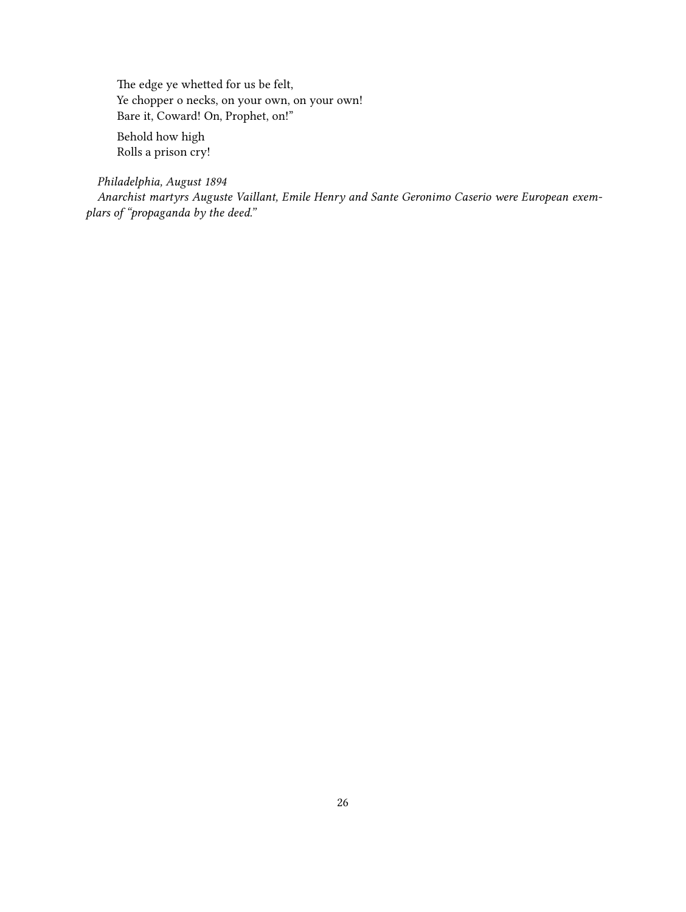The edge ye whetted for us be felt,  
Ye chopper o necks, on your own, on your own!  
Bare it, Coward! On, Prophet, on!"

Behold how high  
Rolls a prison cry!

*Philadelphia, August 1894*

*Anarchist martyrs Auguste Vaillant, Emile Henry and Sante Geronimo Caserio were European exemplars of "propaganda by the deed."*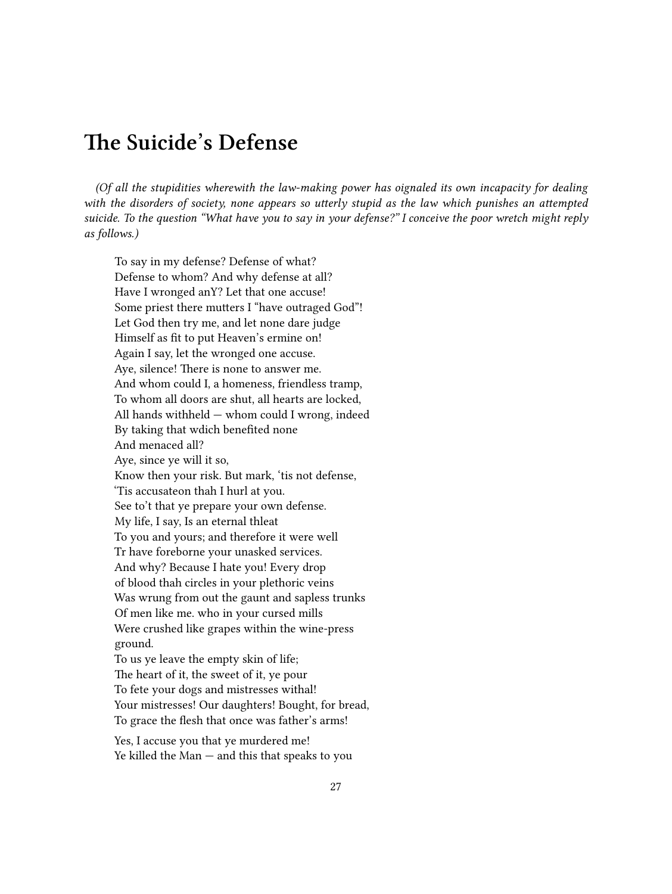# The Suicide's Defense

*(Of all the stupidities wherewith the law-making power has oignaled its own incapacity for dealing with the disorders of society, none appears so utterly stupid as the law which punishes an attempted suicide. To the question "What have you to say in your defense?" I conceive the poor wretch might reply as follows.)*

To say in my defense? Defense of what?  
Defense to whom? And why defense at all?  
Have I wronged anY? Let that one accuse!  
Some priest there mutters I "have outraged God"!  
Let God then try me, and let none dare judge  
Himself as fit to put Heaven's ermine on!  
Again I say, let the wronged one accuse.  
Aye, silence! There is none to answer me.  
And whom could I, a homeness, friendless tramp,  
To whom all doors are shut, all hearts are locked,  
All hands withheld — whom could I wrong, indeed  
By taking that wdich benefited none  
And menaced all?  
Aye, since ye will it so,  
Know then your risk. But mark, 'tis not defense,  
'Tis accusateon thah I hurl at you.  
See to't that ye prepare your own defense.  
My life, I say, Is an eternal thleat  
To you and yours; and therefore it were well  
Tr have foreborne your unasked services.  
And why? Because I hate you! Every drop  
of blood thah circles in your plethoric veins  
Was wrung from out the gaunt and sapless trunks  
Of men like me. who in your cursed mills  
Were crushed like grapes within the wine-press  
ground.  
To us ye leave the empty skin of life;  
The heart of it, the sweet of it, ye pour  
To fete your dogs and mistresses withal!  
Your mistresses! Our daughters! Bought, for bread,  
To grace the flesh that once was father's arms!

Yes, I accuse you that ye murdered me!  
Ye killed the Man — and this that speaks to you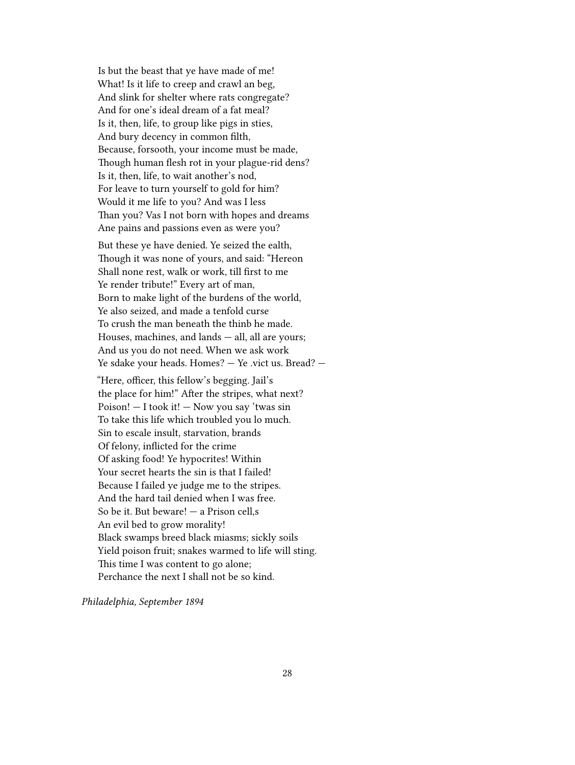Is but the beast that ye have made of me!  
What! Is it life to creep and crawl an beg,  
And slink for shelter where rats congregate?  
And for one's ideal dream of a fat meal?  
Is it, then, life, to group like pigs in sties,  
And bury decency in common filth,  
Because, forsooth, your income must be made,  
Though human flesh rot in your plague-rid dens?  
Is it, then, life, to wait another's nod,  
For leave to turn yourself to gold for him?  
Would it me life to you? And was I less  
Than you? Vas I not born with hopes and dreams  
Ane pains and passions even as were you?

But these ye have denied. Ye seized the ealth,  
Though it was none of yours, and said: "Hereon  
Shall none rest, walk or work, till first to me  
Ye render tribute!" Every art of man,  
Born to make light of the burdens of the world,  
Ye also seized, and made a tenfold curse  
To crush the man beneath the thinb he made.  
Houses, machines, and lands — all, all are yours;  
And us you do not need. When we ask work  
Ye sdake your heads. Homes? — Ye .vict us. Bread? —

"Here, officer, this fellow's begging. Jail's  
the place for him!" After the stripes, what next?  
Poison! — I took it! — Now you say 'twas sin  
To take this life which troubled you lo much.  
Sin to escale insult, starvation, brands  
Of felony, inflicted for the crime  
Of asking food! Ye hypocrites! Within  
Your secret hearts the sin is that I failed!  
Because I failed ye judge me to the stripes.  
And the hard tail denied when I was free.  
So be it. But beware! — a Prison cell,s  
An evil bed to grow morality!  
Black swamps breed black miasms; sickly soils  
Yield poison fruit; snakes warmed to life will sting.  
This time I was content to go alone;  
Perchance the next I shall not be so kind.

*Philadelphia, September 1894*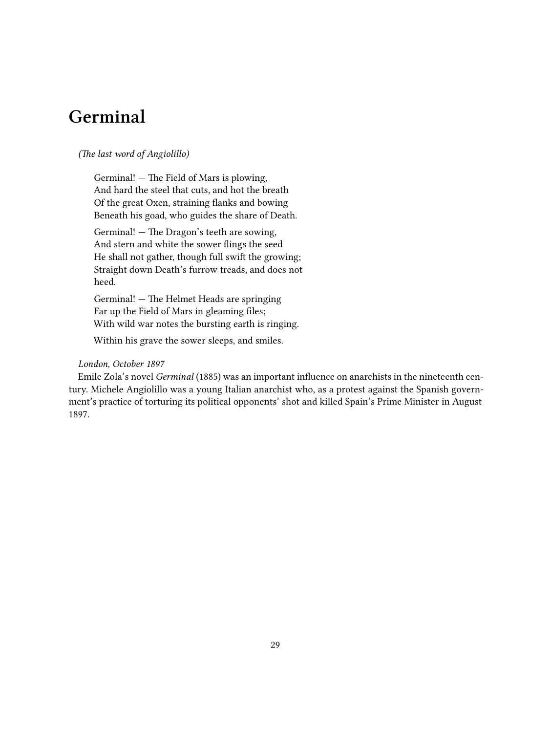# Germinal

*(The last word of Angiolillo)*

Germinal! — The Field of Mars is plowing,  
And hard the steel that cuts, and hot the breath  
Of the great Oxen, straining flanks and bowing  
Beneath his goad, who guides the share of Death.

Germinal! — The Dragon's teeth are sowing,  
And stern and white the sower flings the seed  
He shall not gather, though full swift the growing;  
Straight down Death's furrow treads, and does not heed.

Germinal! — The Helmet Heads are springing  
Far up the Field of Mars in gleaming files;  
With wild war notes the bursting earth is ringing.

Within his grave the sower sleeps, and smiles.

*London, October 1897*

Emile Zola's novel *Germinal* (1885) was an important influence on anarchists in the nineteenth century. Michele Angiolillo was a young Italian anarchist who, as a protest against the Spanish government's practice of torturing its political opponents' shot and killed Spain's Prime Minister in August 1897.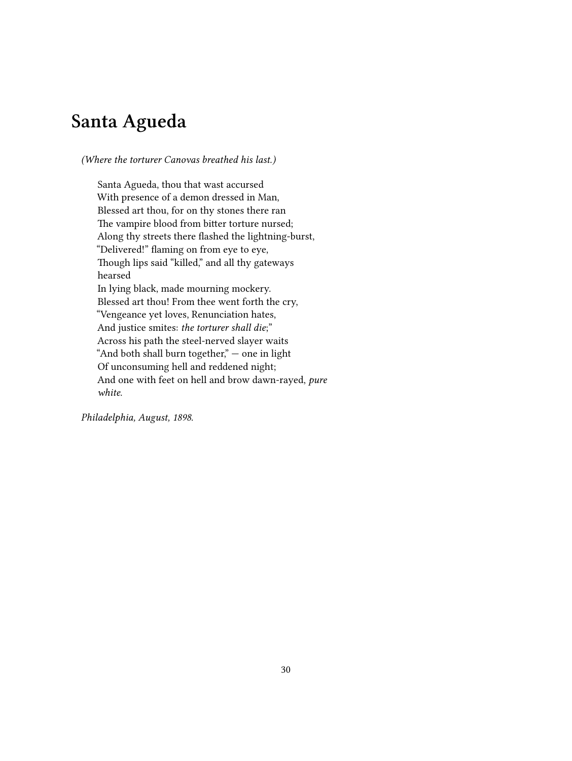# Santa Agueda

*(Where the torturer Canovas breathed his last.)*

Santa Agueda, thou that wast accursed  
With presence of a demon dressed in Man,  
Blessed art thou, for on thy stones there ran  
The vampire blood from bitter torture nursed;  
Along thy streets there flashed the lightning-burst,  
"Delivered!" flaming on from eye to eye,  
Though lips said "killed," and all thy gateways hearsed  
In lying black, made mourning mockery.  
Blessed art thou! From thee went forth the cry,  
"Vengeance yet loves, Renunciation hates,  
And justice smites: *the torturer shall die*;"  
Across his path the steel-nerved slayer waits  
"And both shall burn together," — one in light  
Of unconsuming hell and reddened night;  
And one with feet on hell and brow dawn-rayed, *pure white.*

*Philadelphia, August, 1898.*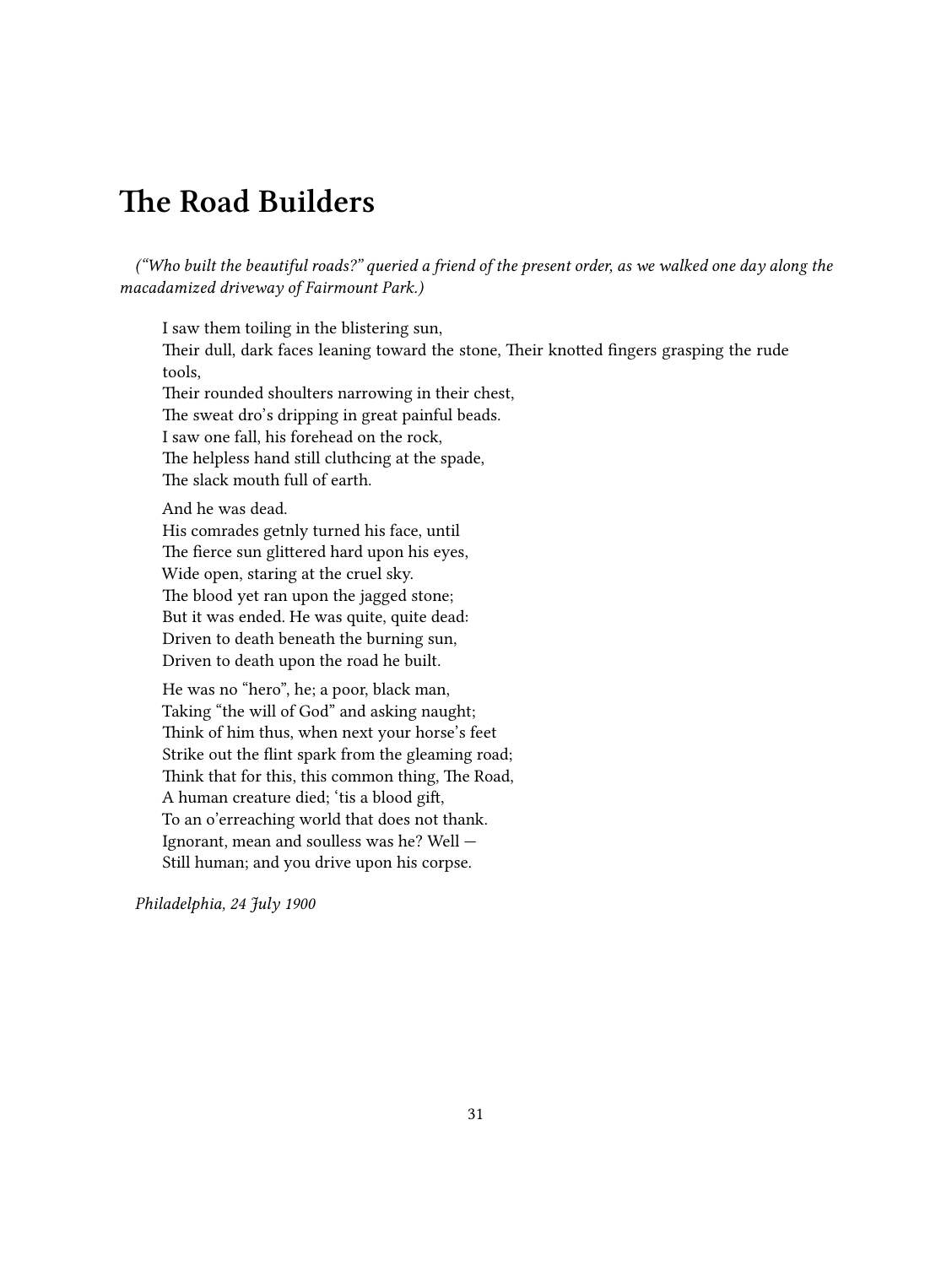# The Road Builders

*("Who built the beautiful roads?" queried a friend of the present order, as we walked one day along the macadamized driveway of Fairmount Park.)*

I saw them toiling in the blistering sun,  
Their dull, dark faces leaning toward the stone, Their knotted fingers grasping the rude tools,  
Their rounded shoulters narrowing in their chest,  
The sweat dro's dripping in great painful beads.  
I saw one fall, his forehead on the rock,  
The helpless hand still cluthcing at the spade,  
The slack mouth full of earth.

And he was dead.  
His comrades getnly turned his face, until  
The fierce sun glittered hard upon his eyes,  
Wide open, staring at the cruel sky.  
The blood yet ran upon the jagged stone;  
But it was ended. He was quite, quite dead:  
Driven to death beneath the burning sun,  
Driven to death upon the road he built.

He was no "hero", he; a poor, black man,  
Taking "the will of God" and asking naught;  
Think of him thus, when next your horse's feet  
Strike out the flint spark from the gleaming road;  
Think that for this, this common thing, The Road,  
A human creature died; 'tis a blood gift,  
To an o'erreaching world that does not thank.  
Ignorant, mean and soulless was he? Well —  
Still human; and you drive upon his corpse.

*Philadelphia, 24 July 1900*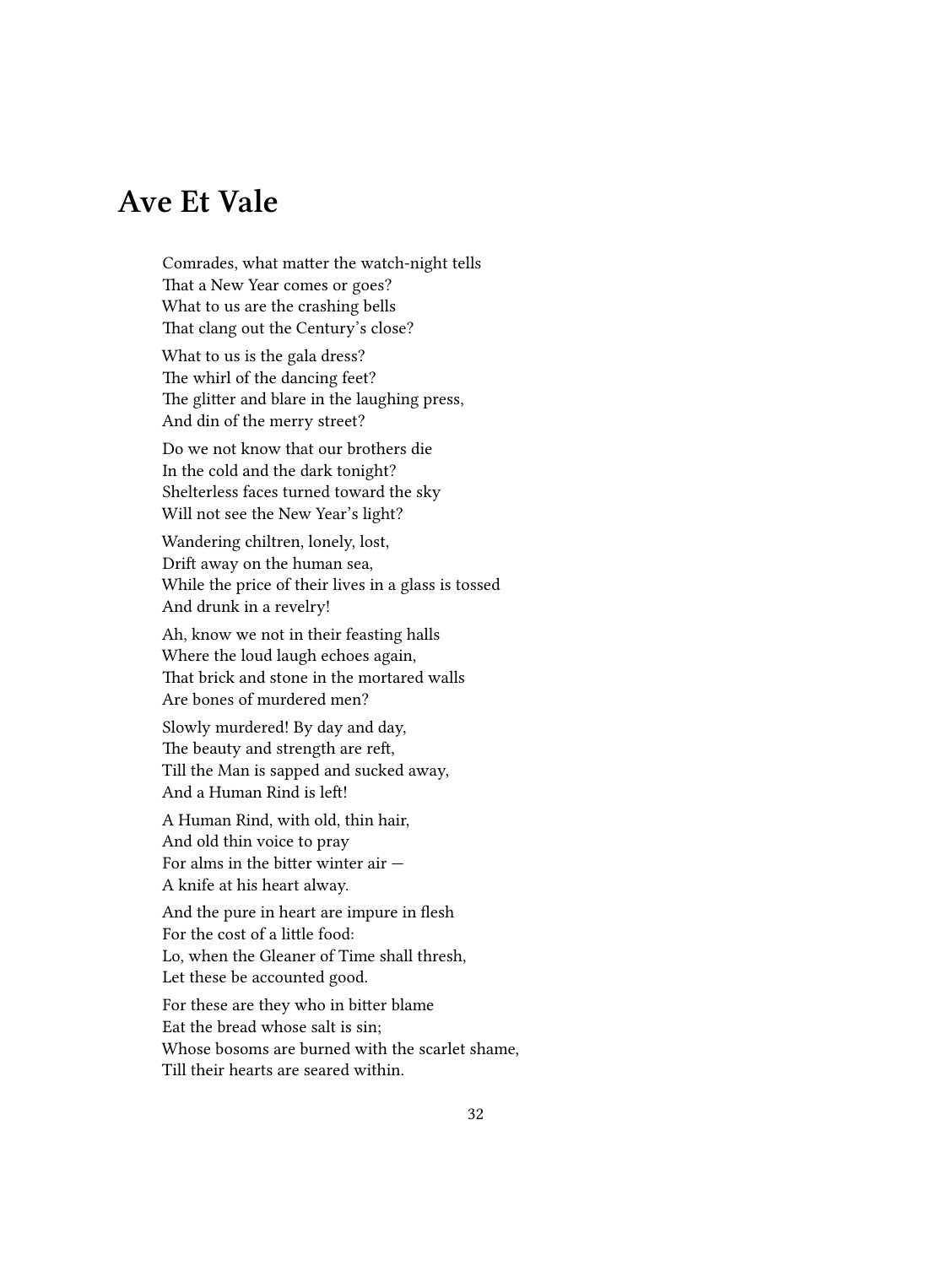# Ave Et Vale

Comrades, what matter the watch-night tells
That a New Year comes or goes?
What to us are the crashing bells
That clang out the Century's close?

What to us is the gala dress?
The whirl of the dancing feet?
The glitter and blare in the laughing press,
And din of the merry street?

Do we not know that our brothers die
In the cold and the dark tonight?
Shelterless faces turned toward the sky
Will not see the New Year's light?

Wandering chiltren, lonely, lost,
Drift away on the human sea,
While the price of their lives in a glass is tossed
And drunk in a revelry!

Ah, know we not in their feasting halls
Where the loud laugh echoes again,
That brick and stone in the mortared walls
Are bones of murdered men?

Slowly murdered! By day and day,
The beauty and strength are reft,
Till the Man is sapped and sucked away,
And a Human Rind is left!

A Human Rind, with old, thin hair,
And old thin voice to pray
For alms in the bitter winter air —
A knife at his heart alway.

And the pure in heart are impure in flesh
For the cost of a little food:
Lo, when the Gleaner of Time shall thresh,
Let these be accounted good.

For these are they who in bitter blame
Eat the bread whose salt is sin;
Whose bosoms are burned with the scarlet shame,
Till their hearts are seared within.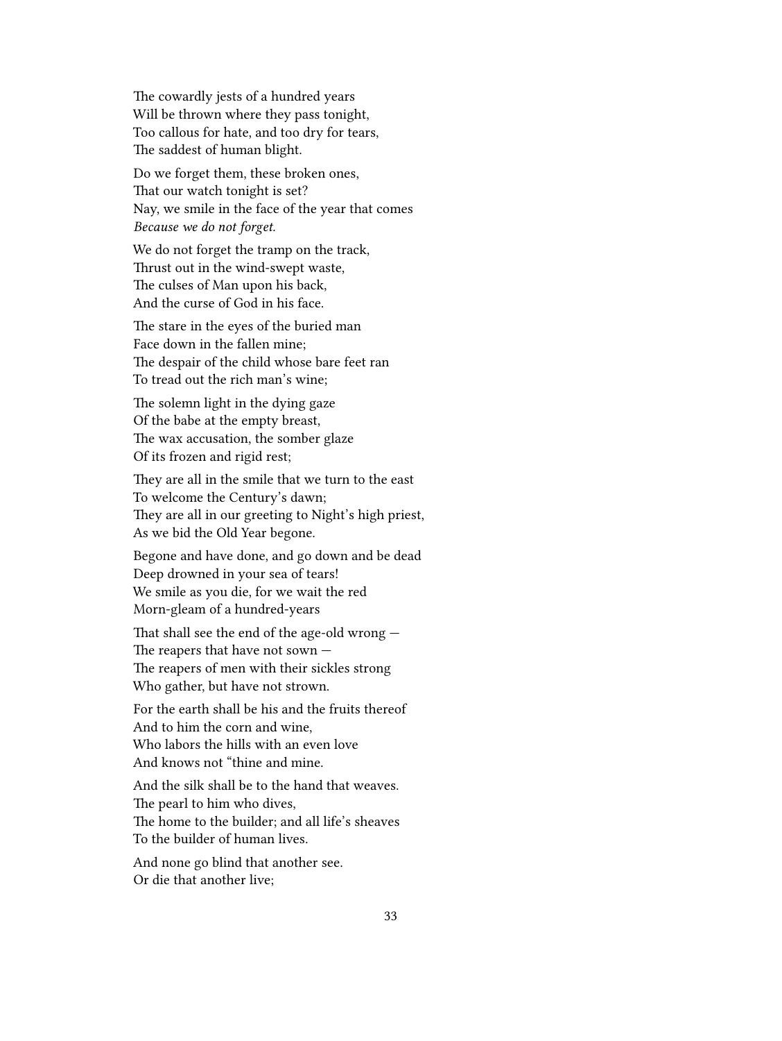The cowardly jests of a hundred years
Will be thrown where they pass tonight,
Too callous for hate, and too dry for tears,
The saddest of human blight.

Do we forget them, these broken ones,
That our watch tonight is set?
Nay, we smile in the face of the year that comes
*Because we do not forget.*

We do not forget the tramp on the track,
Thrust out in the wind-swept waste,
The culses of Man upon his back,
And the curse of God in his face.

The stare in the eyes of the buried man
Face down in the fallen mine;
The despair of the child whose bare feet ran
To tread out the rich man's wine;

The solemn light in the dying gaze
Of the babe at the empty breast,
The wax accusation, the somber glaze
Of its frozen and rigid rest;

They are all in the smile that we turn to the east
To welcome the Century's dawn;
They are all in our greeting to Night's high priest,
As we bid the Old Year begone.

Begone and have done, and go down and be dead
Deep drowned in your sea of tears!
We smile as you die, for we wait the red
Morn-gleam of a hundred-years

That shall see the end of the age-old wrong —
The reapers that have not sown —
The reapers of men with their sickles strong
Who gather, but have not strown.

For the earth shall be his and the fruits thereof
And to him the corn and wine,
Who labors the hills with an even love
And knows not "thine and mine.

And the silk shall be to the hand that weaves.
The pearl to him who dives,
The home to the builder; and all life's sheaves
To the builder of human lives.

And none go blind that another see.
Or die that another live;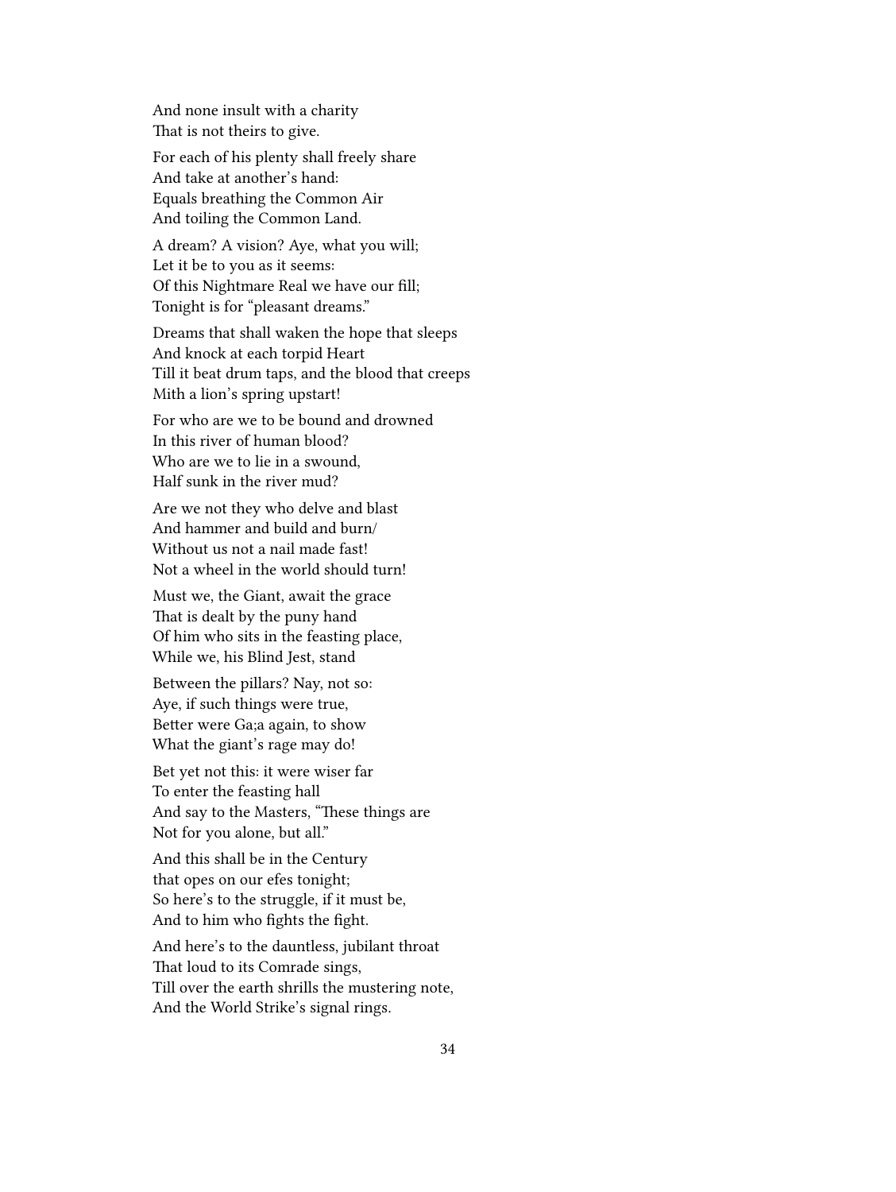And none insult with a charity
That is not theirs to give.

For each of his plenty shall freely share
And take at another's hand:
Equals breathing the Common Air
And toiling the Common Land.

A dream? A vision? Aye, what you will;
Let it be to you as it seems:
Of this Nightmare Real we have our fill;
Tonight is for "pleasant dreams."

Dreams that shall waken the hope that sleeps
And knock at each torpid Heart
Till it beat drum taps, and the blood that creeps
Mith a lion's spring upstart!

For who are we to be bound and drowned
In this river of human blood?
Who are we to lie in a swound,
Half sunk in the river mud?

Are we not they who delve and blast
And hammer and build and burn/
Without us not a nail made fast!
Not a wheel in the world should turn!

Must we, the Giant, await the grace
That is dealt by the puny hand
Of him who sits in the feasting place,
While we, his Blind Jest, stand

Between the pillars? Nay, not so:
Aye, if such things were true,
Better were Ga;a again, to show
What the giant's rage may do!

Bet yet not this: it were wiser far
To enter the feasting hall
And say to the Masters, "These things are
Not for you alone, but all."

And this shall be in the Century
that opes on our efes tonight;
So here's to the struggle, if it must be,
And to him who fights the fight.

And here's to the dauntless, jubilant throat
That loud to its Comrade sings,
Till over the earth shrills the mustering note,
And the World Strike's signal rings.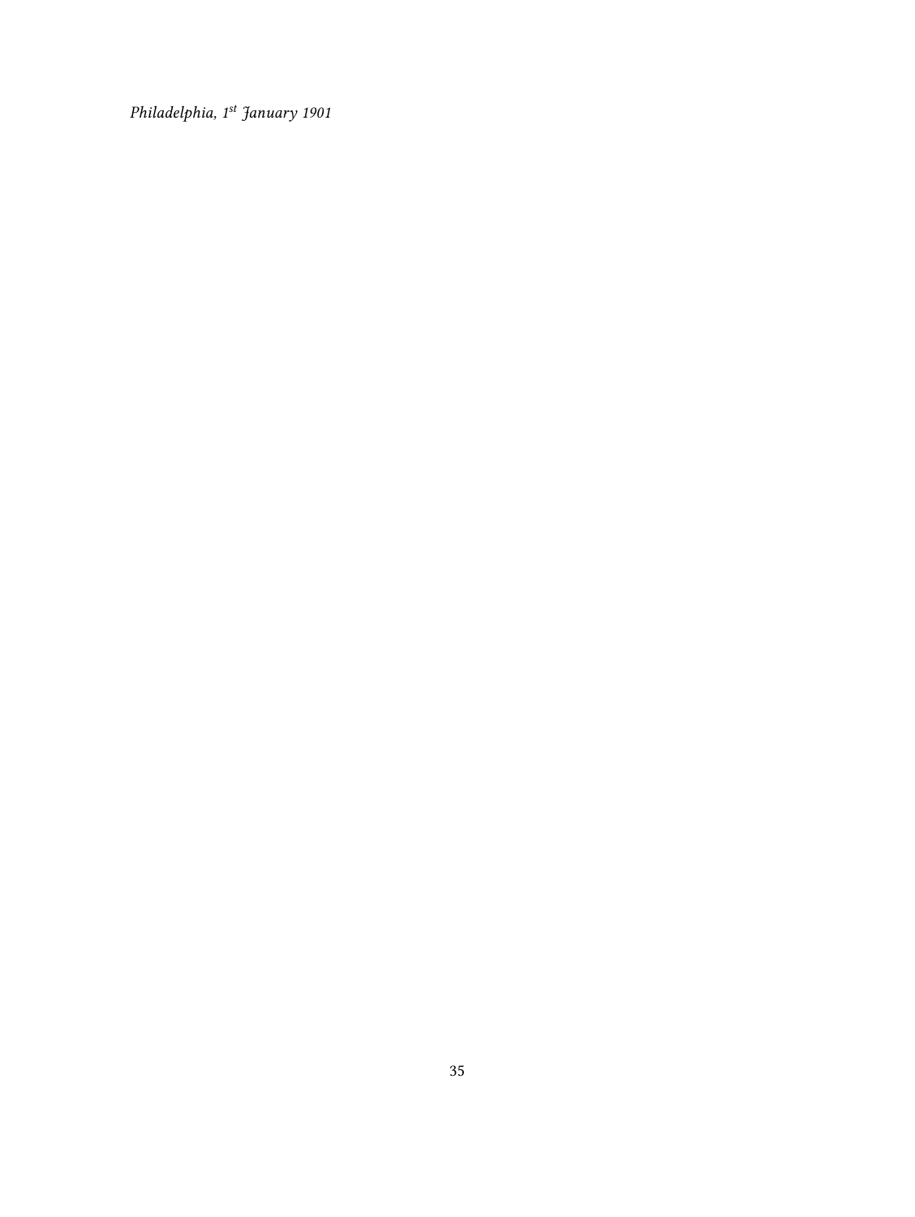*Philadelphia, 1st January 1901*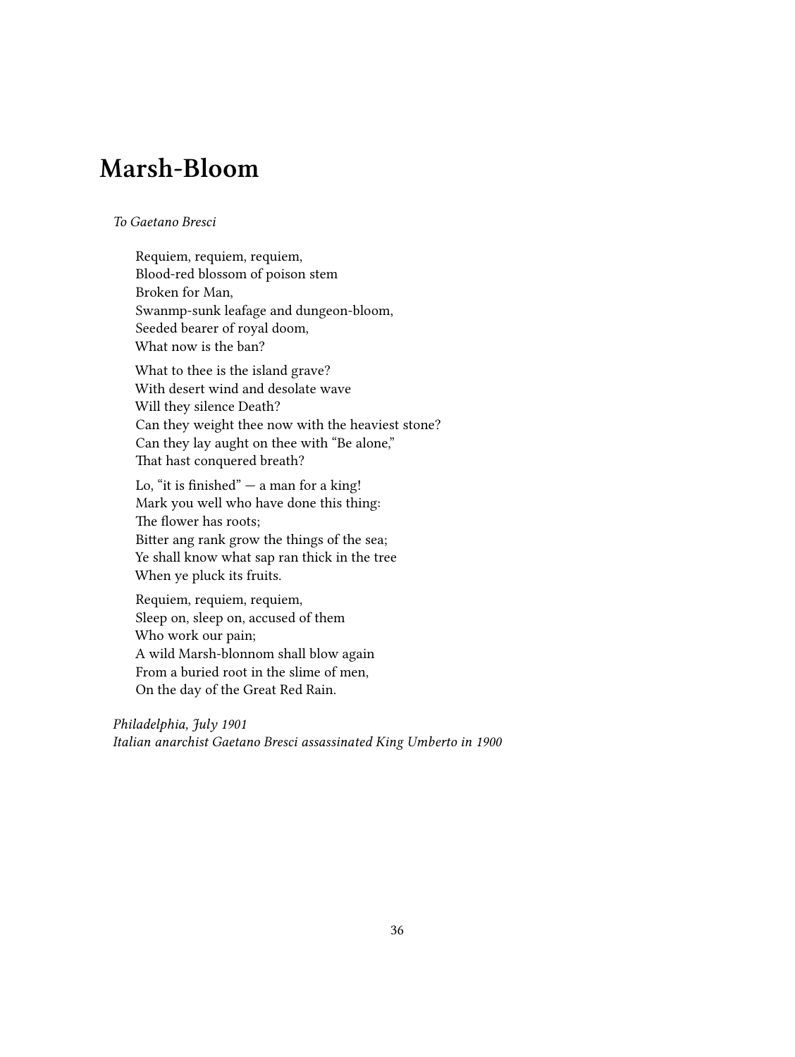# Marsh-Bloom

*To Gaetano Bresci*

Requiem, requiem, requiem,  
Blood-red blossom of poison stem  
Broken for Man,  
Swanmp-sunk leafage and dungeon-bloom,  
Seeded bearer of royal doom,  
What now is the ban?

What to thee is the island grave?  
With desert wind and desolate wave  
Will they silence Death?  
Can they weight thee now with the heaviest stone?  
Can they lay aught on thee with "Be alone,"  
That hast conquered breath?

Lo, "it is finished" — a man for a king!  
Mark you well who have done this thing:  
The flower has roots;  
Bitter ang rank grow the things of the sea;  
Ye shall know what sap ran thick in the tree  
When ye pluck its fruits.

Requiem, requiem, requiem,  
Sleep on, sleep on, accused of them  
Who work our pain;  
A wild Marsh-blonnom shall blow again  
From a buried root in the slime of men,  
On the day of the Great Red Rain.

*Philadelphia, July 1901*  
*Italian anarchist Gaetano Bresci assassinated King Umberto in 1900*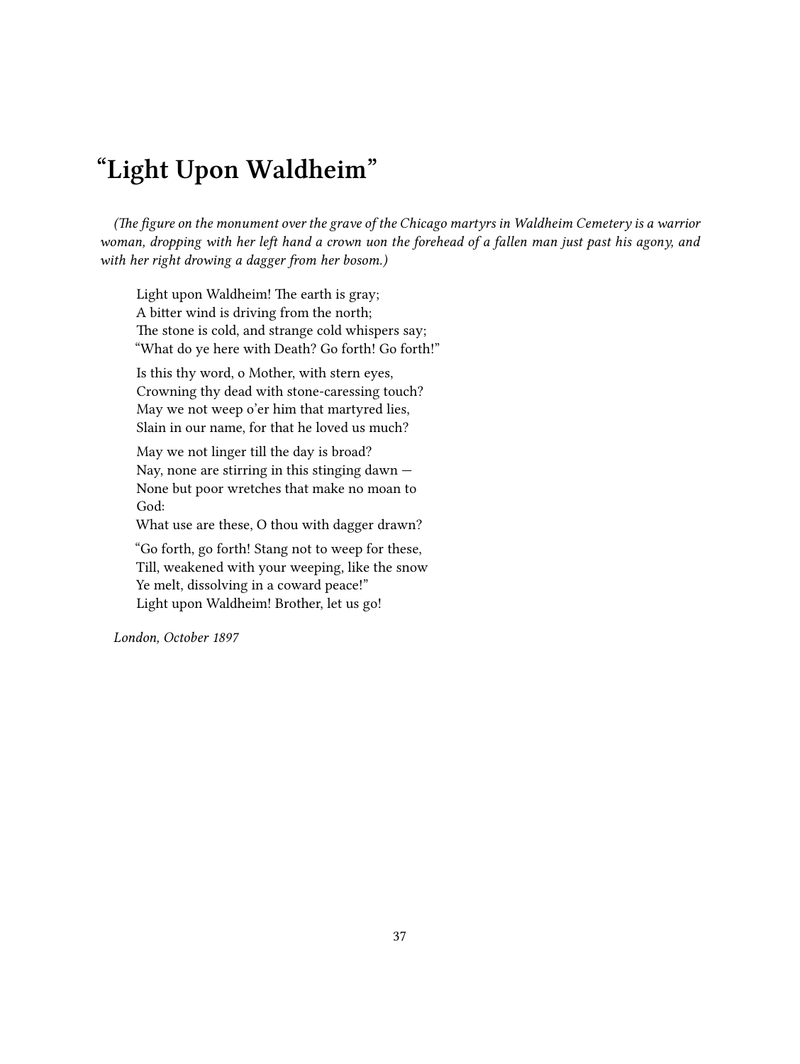# "Light Upon Waldheim"

*(The figure on the monument over the grave of the Chicago martyrs in Waldheim Cemetery is a warrior woman, dropping with her left hand a crown uon the forehead of a fallen man just past his agony, and with her right drowing a dagger from her bosom.)*

Light upon Waldheim! The earth is gray;  
A bitter wind is driving from the north;  
The stone is cold, and strange cold whispers say;  
"What do ye here with Death? Go forth! Go forth!"

Is this thy word, o Mother, with stern eyes,  
Crowning thy dead with stone-caressing touch?  
May we not weep o'er him that martyred lies,  
Slain in our name, for that he loved us much?

May we not linger till the day is broad?  
Nay, none are stirring in this stinging dawn —  
None but poor wretches that make no moan to God:  
What use are these, O thou with dagger drawn?

"Go forth, go forth! Stang not to weep for these,  
Till, weakened with your weeping, like the snow  
Ye melt, dissolving in a coward peace!"  
Light upon Waldheim! Brother, let us go!

*London, October 1897*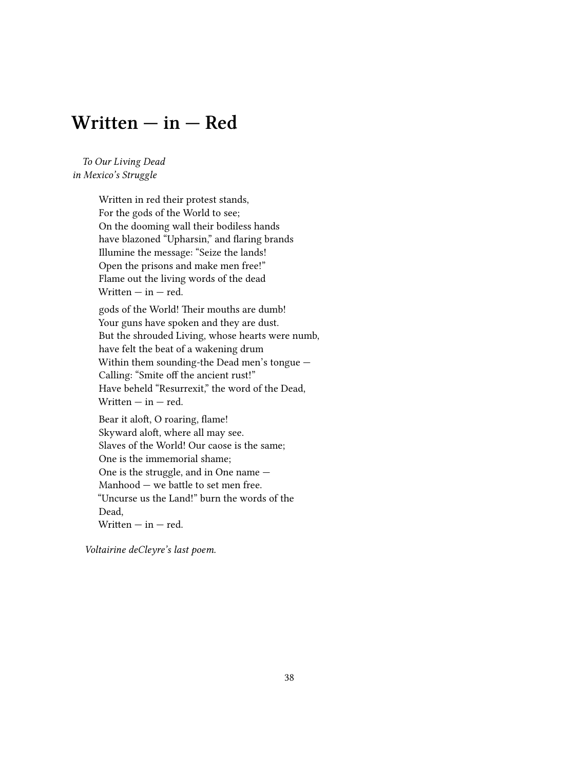# Written — in — Red

*To Our Living Dead*
*in Mexico's Struggle*

Written in red their protest stands,
For the gods of the World to see;
On the dooming wall their bodiless hands
have blazoned "Upharsin," and flaring brands
Illumine the message: "Seize the lands!
Open the prisons and make men free!"
Flame out the living words of the dead
Written — in — red.

gods of the World! Their mouths are dumb!
Your guns have spoken and they are dust.
But the shrouded Living, whose hearts were numb,
have felt the beat of a wakening drum
Within them sounding-the Dead men's tongue —
Calling: "Smite off the ancient rust!"
Have beheld "Resurrexit," the word of the Dead,
Written — in — red.

Bear it aloft, O roaring, flame!
Skyward aloft, where all may see.
Slaves of the World! Our caose is the same;
One is the immemorial shame;
One is the struggle, and in One name —
Manhood — we battle to set men free.
"Uncurse us the Land!" burn the words of the Dead,
Written — in — red.

*Voltairine deCleyre's last poem.*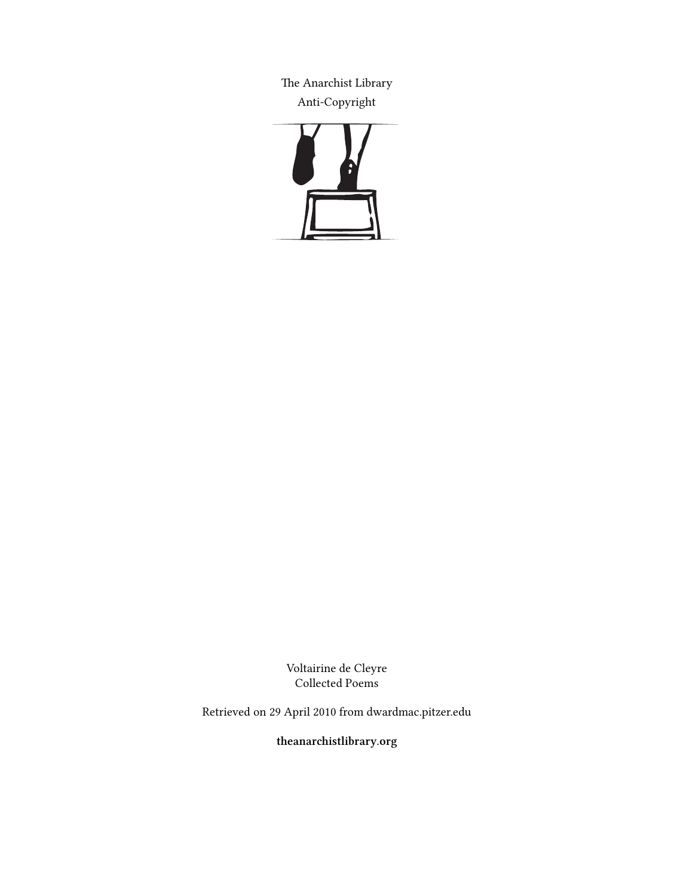The Anarchist Library
Anti-Copyright

Voltairine de Cleyre
Collected Poems

Retrieved on 29 April 2010 from dwardmac.pitzer.edu

**theanarchistlibrary.org**